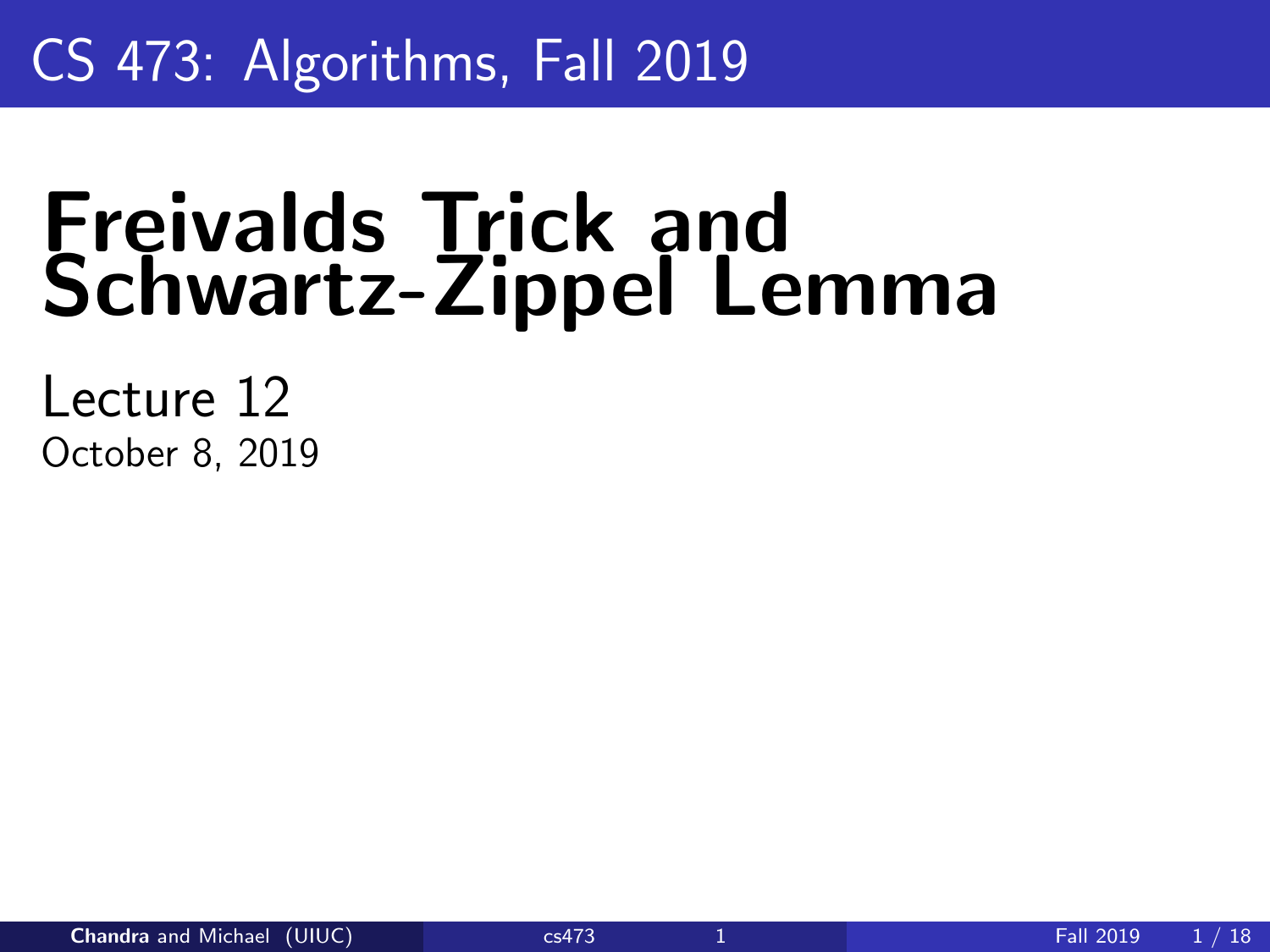CS 473: Algorithms, Fall 2019

# Freivalds Trick and Schwartz-Zippel Lemma

Lecture 12

October 8, 2019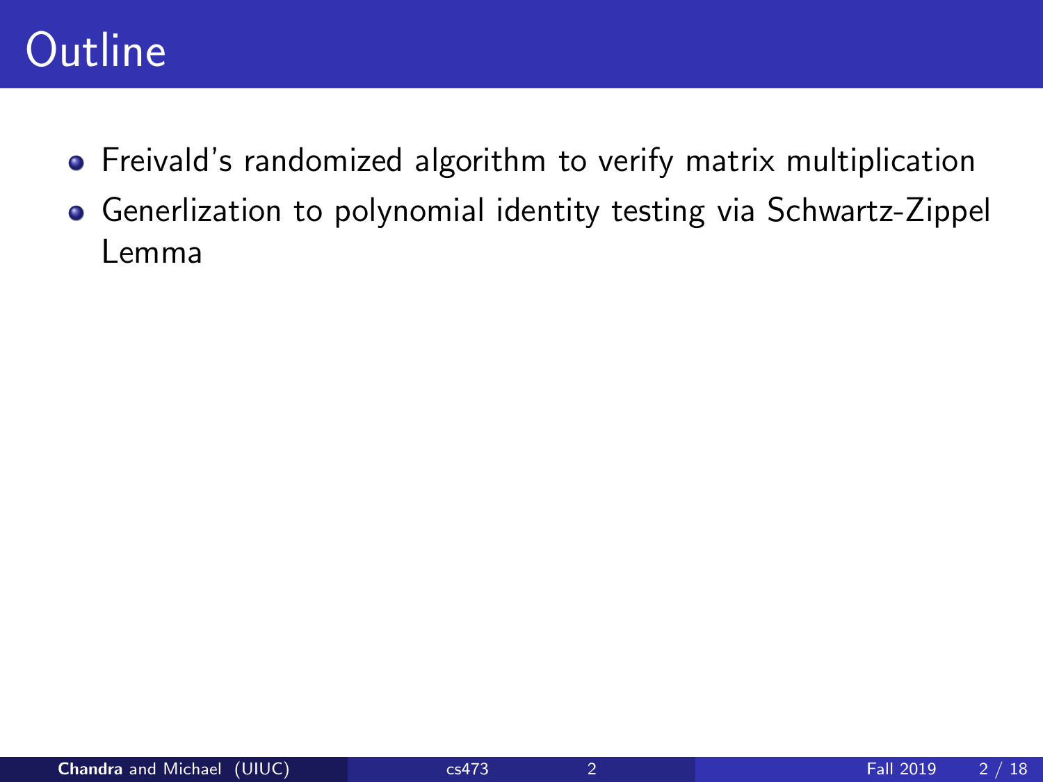# Outline

- Freivald's randomized algorithm to verify matrix multiplication
- Generlization to polynomial identity testing via Schwartz-Zippel Lemma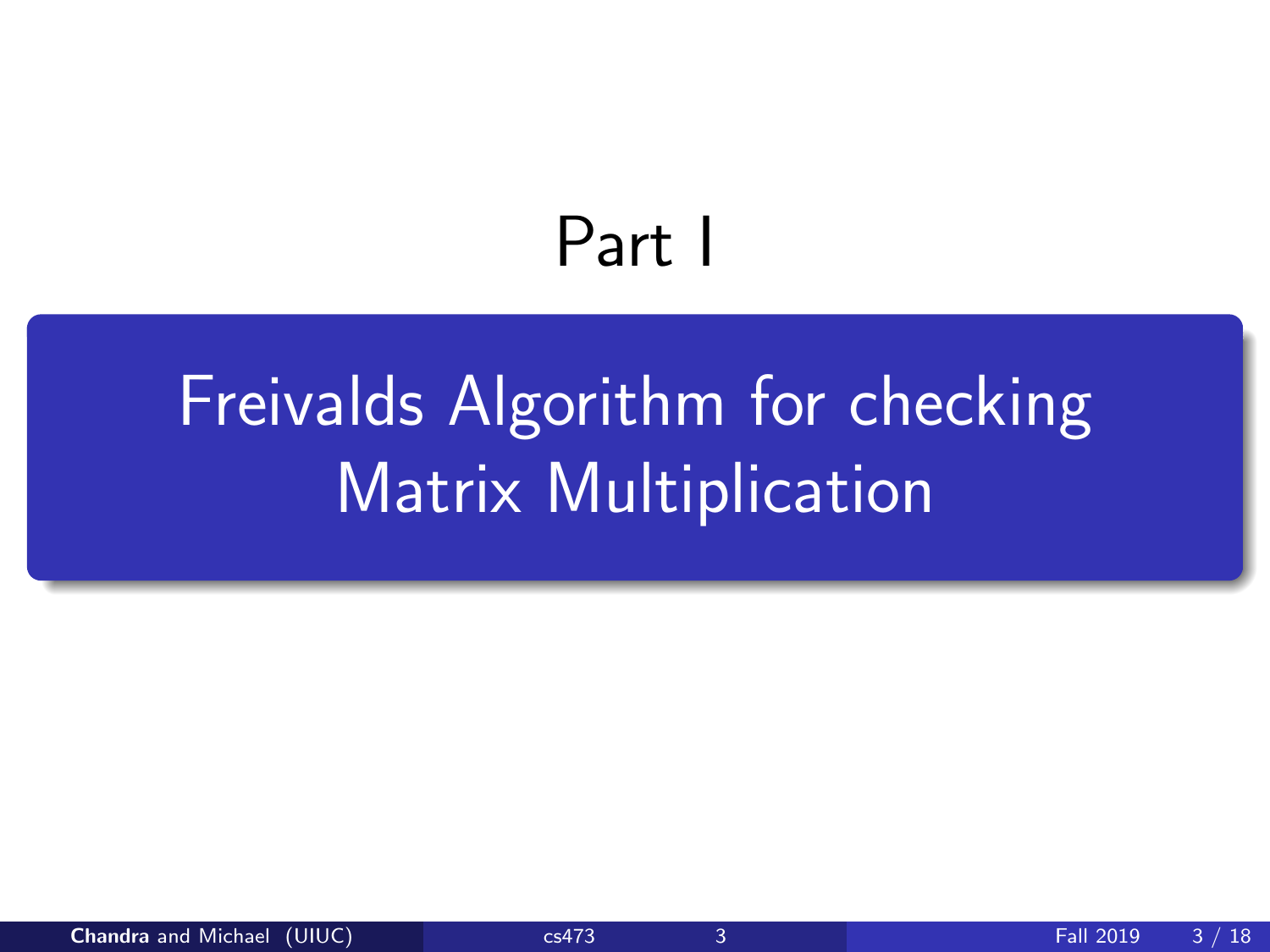# Part I

## Freivalds Algorithm for checking Matrix Multiplication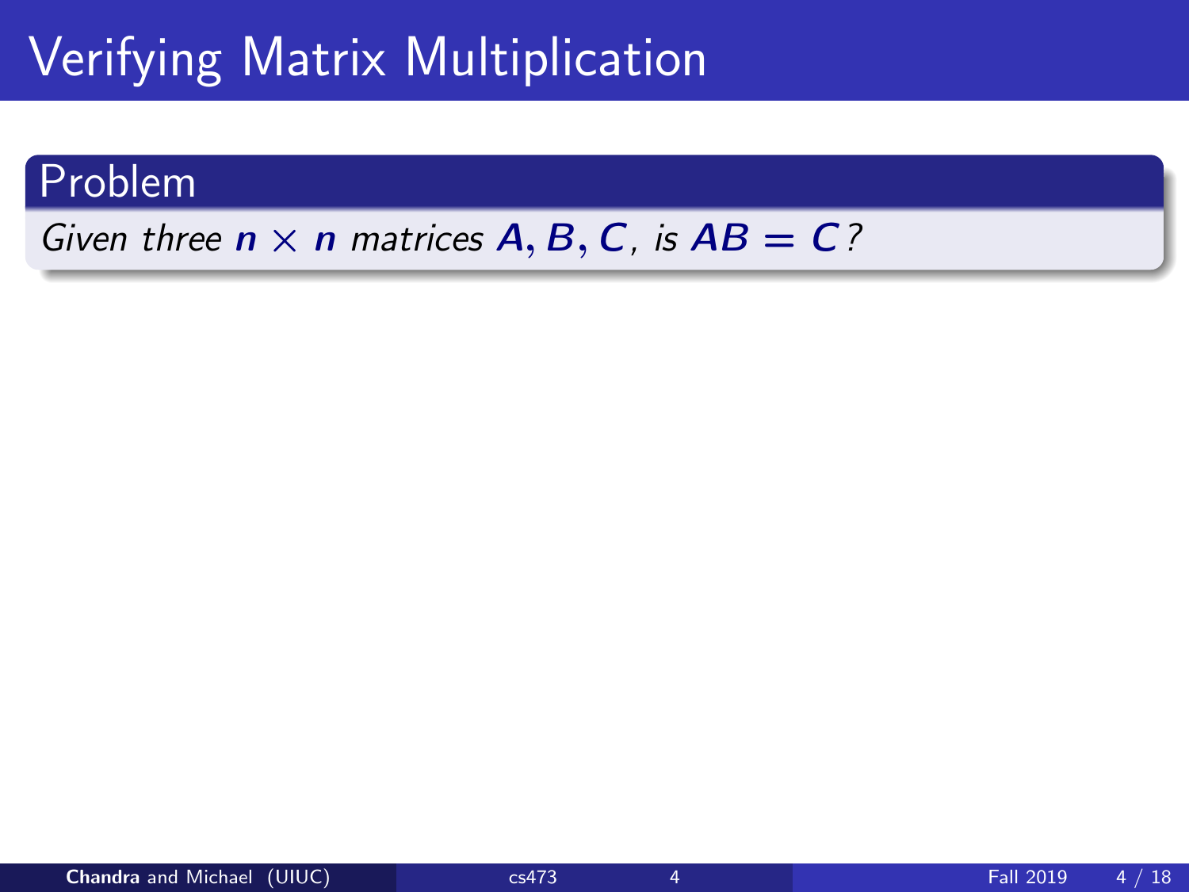# Verifying Matrix Multiplication

**Problem**

*Given three $n \times n$ matrices $A, B, C$, is $AB = C$?*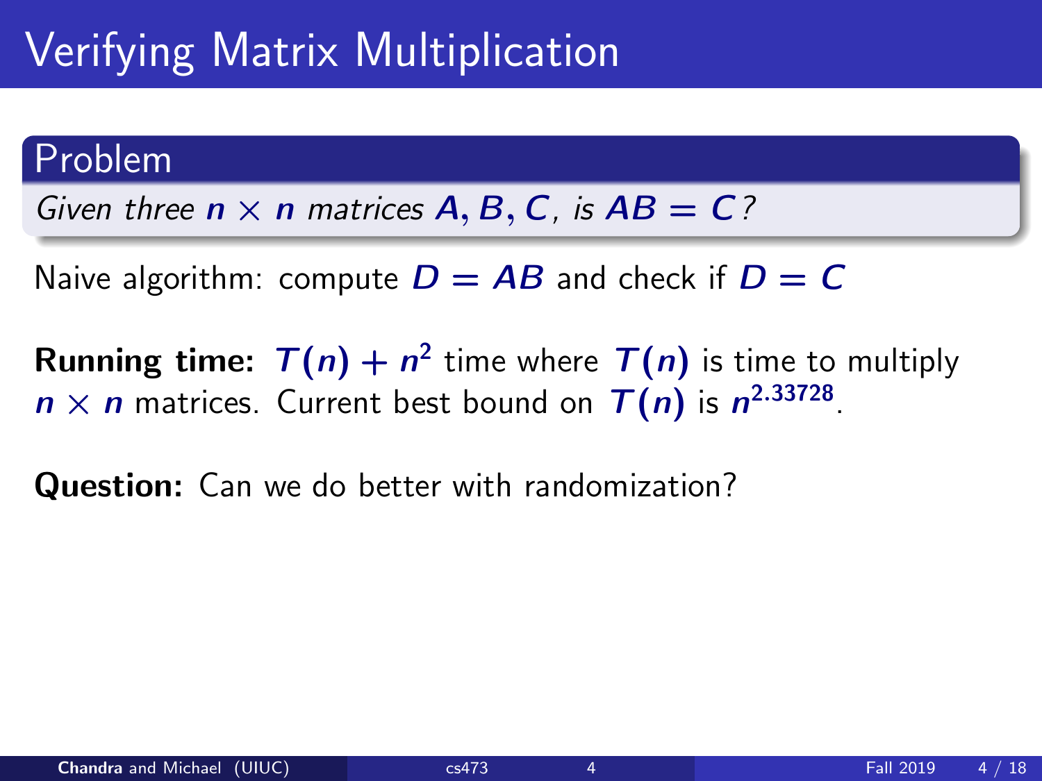# Verifying Matrix Multiplication

## Problem

*Given three $n \times n$ matrices $A, B, C$, is $AB = C$?*

Naive algorithm: compute $D = AB$ and check if $D = C$

**Running time:** $T(n) + n^2$ time where $T(n)$ is time to multiply $n \times n$ matrices. Current best bound on $T(n)$ is $n^{2.33728}$.

**Question:** Can we do better with randomization?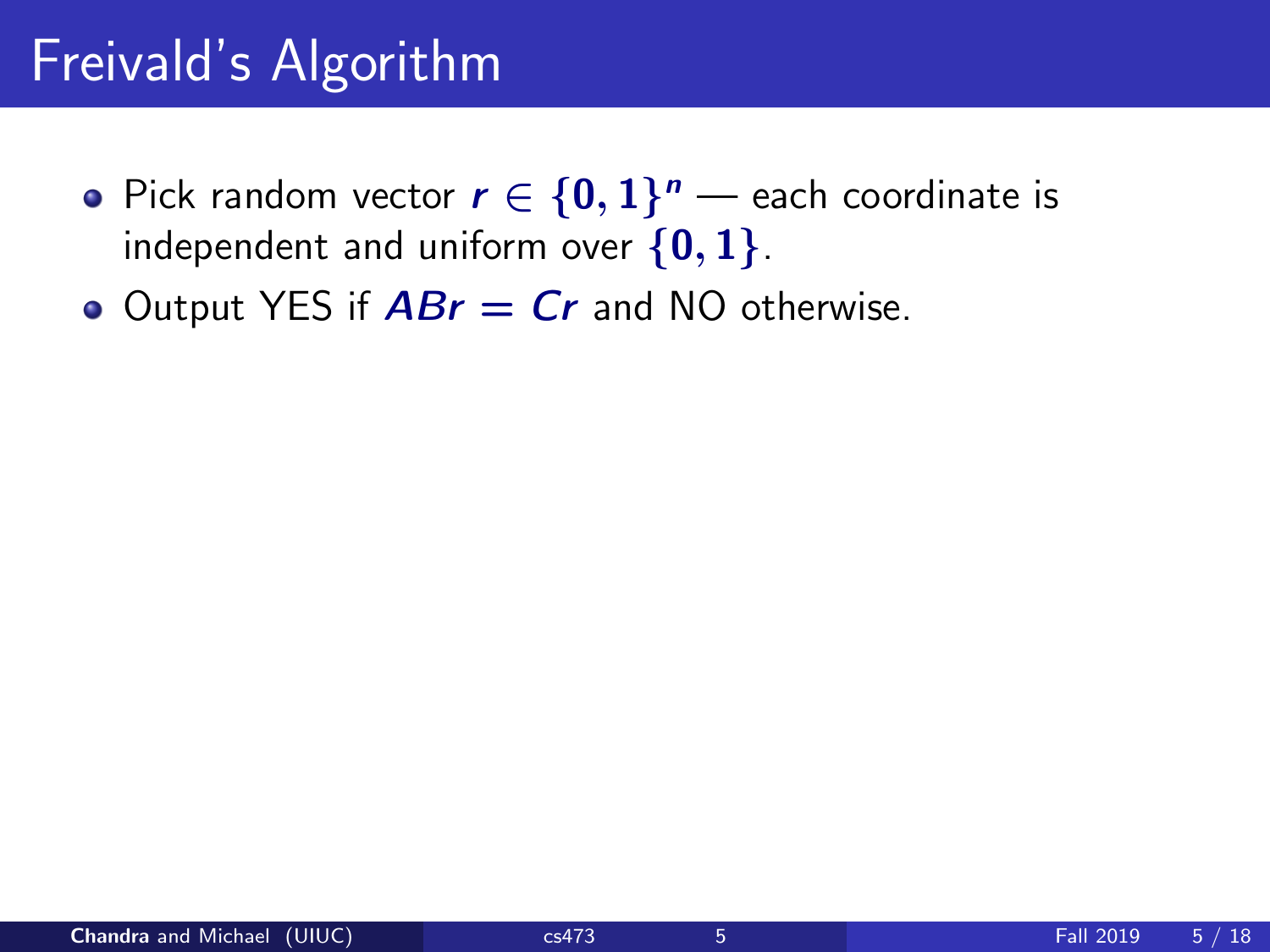# Freivald's Algorithm

- Pick random vector $r \in \{0, 1\}^n$ — each coordinate is independent and uniform over $\{0, 1\}$.
- Output YES if $ABr = Cr$ and NO otherwise.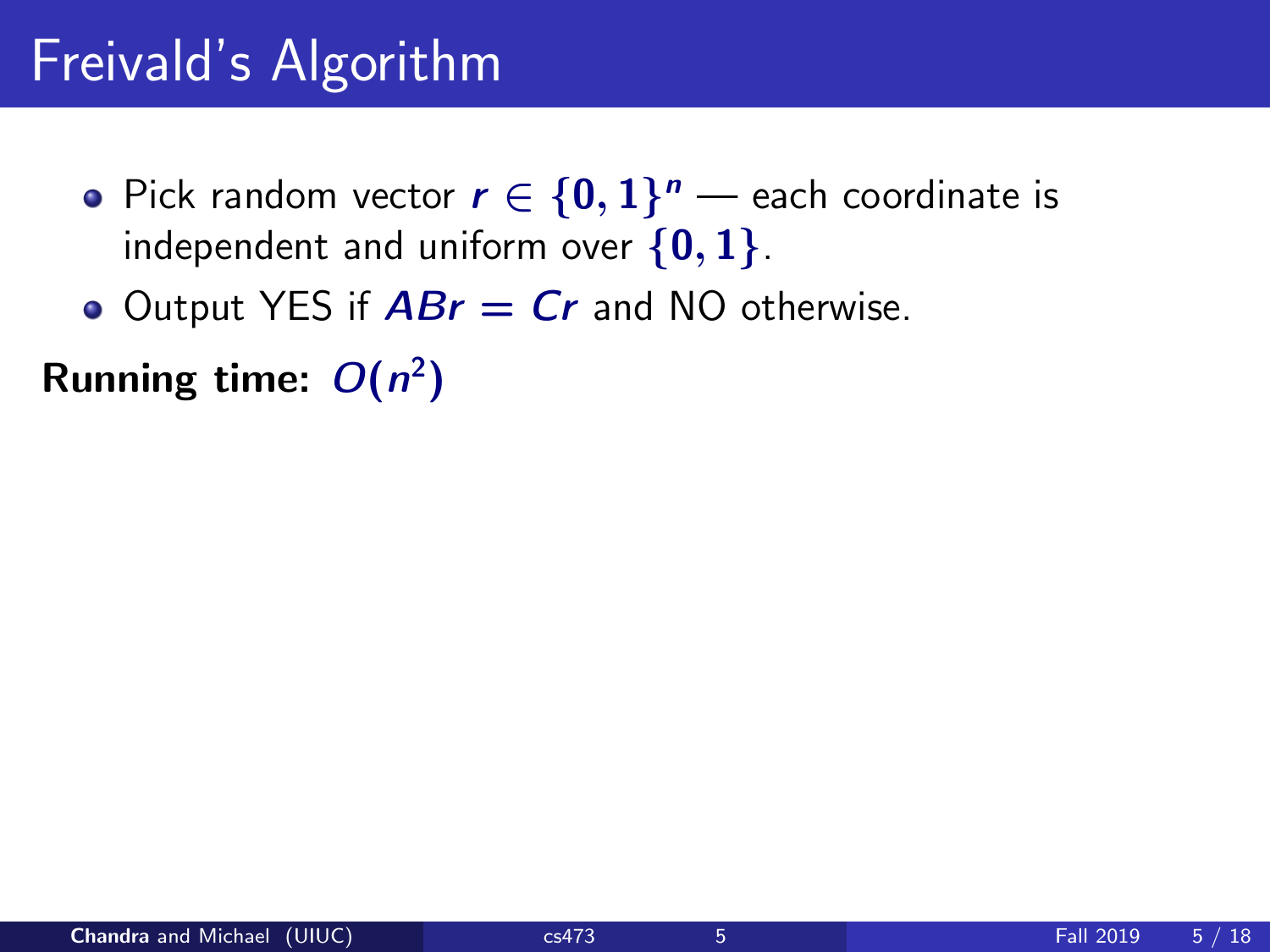# Freivald's Algorithm

- Pick random vector $r \in \{0, 1\}^n$ — each coordinate is independent and uniform over $\{0, 1\}$.
- Output YES if $ABr = Cr$ and NO otherwise.

**Running time:** $O(n^2)$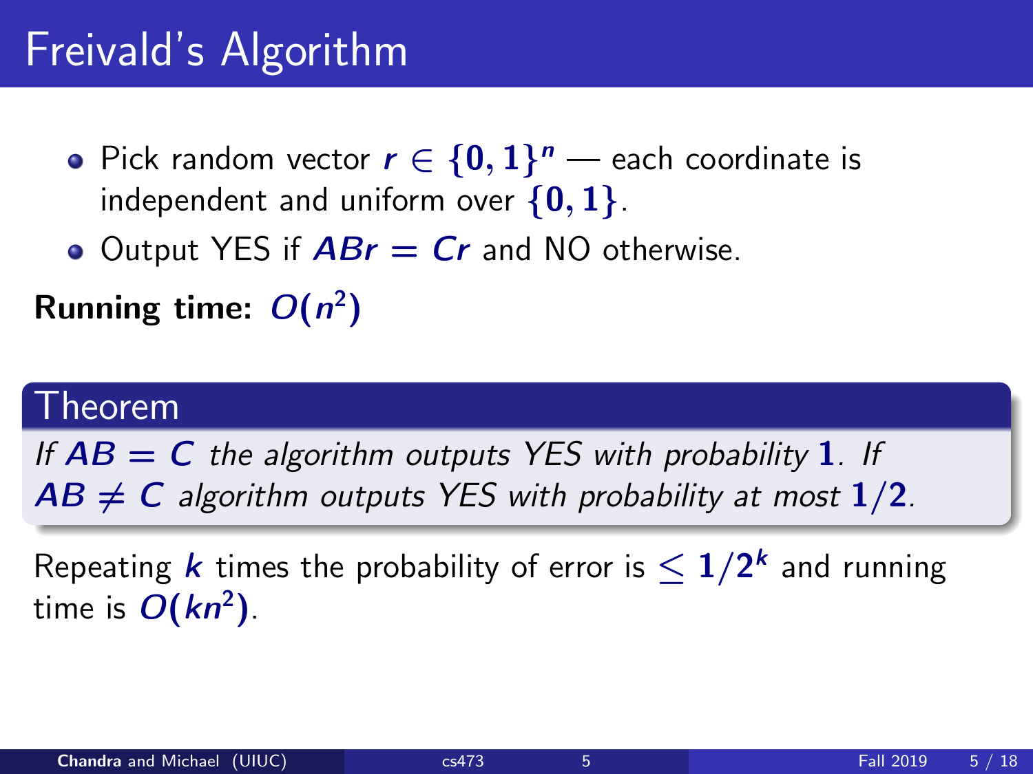# Freivald's Algorithm

- Pick random vector $r \in \{0,1\}^n$ — each coordinate is independent and uniform over $\{0,1\}$.
- Output YES if $ABr = Cr$ and NO otherwise.

**Running time:** $O(n^2)$

**Theorem**

*If $AB = C$ the algorithm outputs YES with probability $1$. If $AB \neq C$ algorithm outputs YES with probability at most $1/2$.*

Repeating $k$ times the probability of error is $\leq 1/2^k$ and running time is $O(kn^2)$.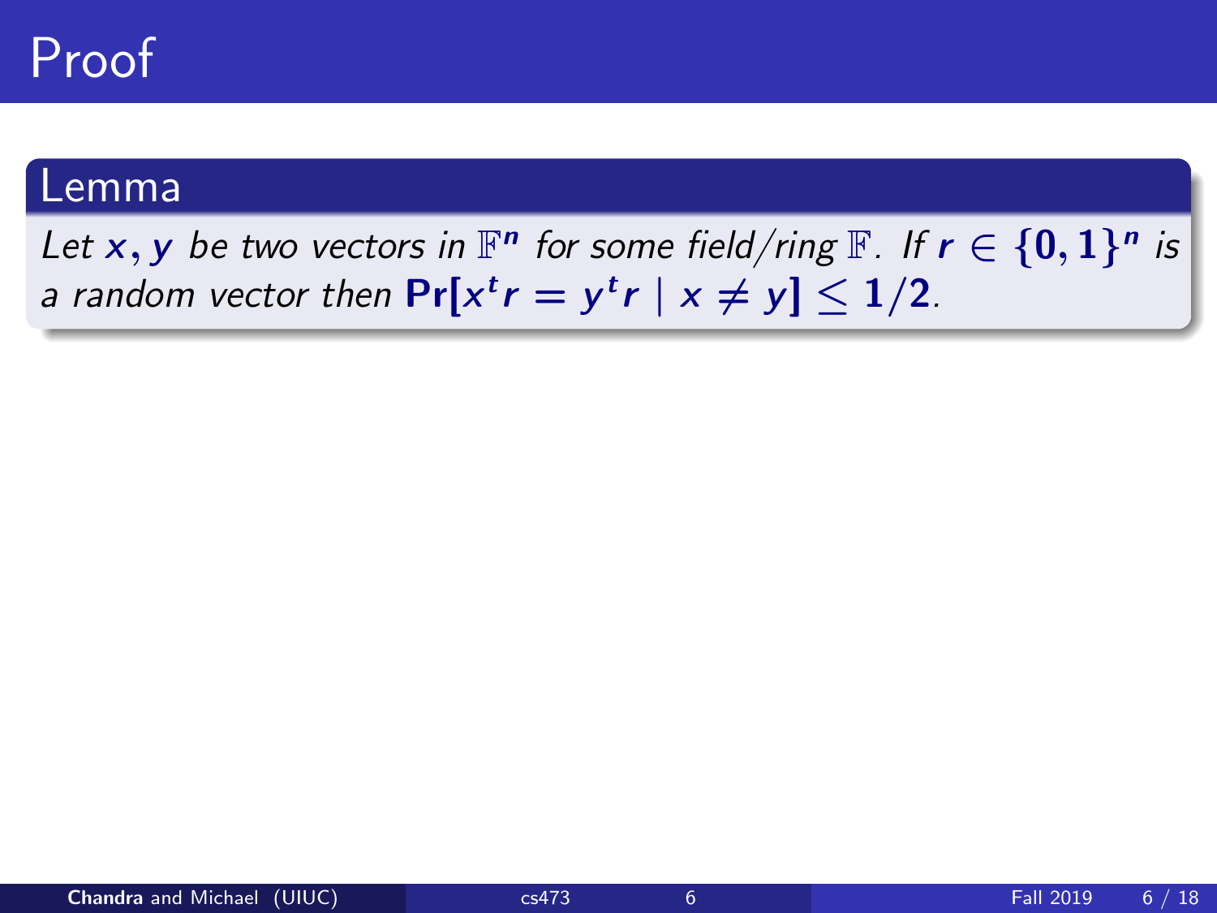# Proof

**Lemma**

*Let $x, y$ be two vectors in $\mathbb{F}^n$ for some field/ring $\mathbb{F}$. If $r \in \{0,1\}^n$ is a random vector then $\Pr[x^t r = y^t r \mid x \neq y] \leq 1/2$.*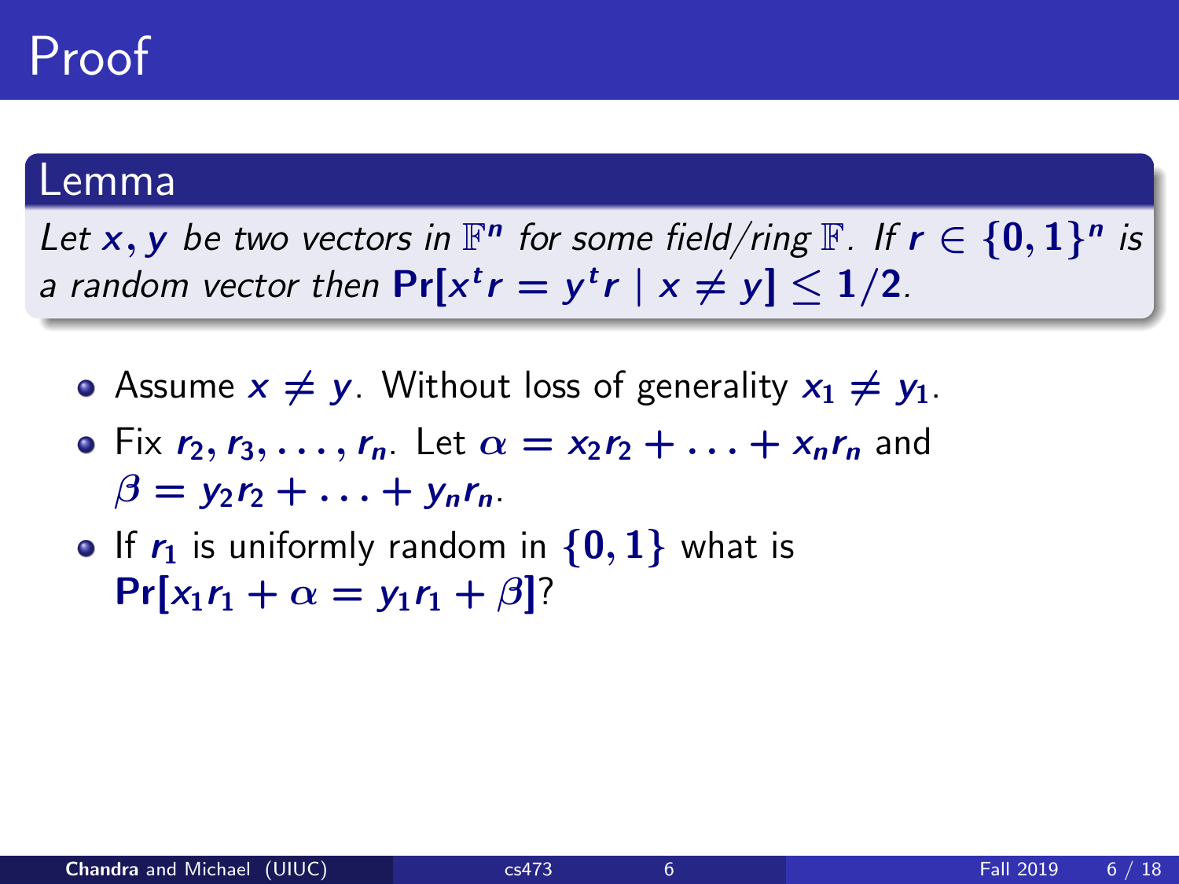# Proof

**Lemma**

*Let $x, y$ be two vectors in $\mathbb{F}^n$ for some field/ring $\mathbb{F}$. If $r \in \{0,1\}^n$ is a random vector then $\Pr[x^t r = y^t r \mid x \neq y] \leq 1/2$.*

- Assume $x \neq y$. Without loss of generality $x_1 \neq y_1$.
- Fix $r_2, r_3, \ldots, r_n$. Let $\alpha = x_2 r_2 + \ldots + x_n r_n$ and $\beta = y_2 r_2 + \ldots + y_n r_n$.
- If $r_1$ is uniformly random in $\{0, 1\}$ what is $\Pr[x_1 r_1 + \alpha = y_1 r_1 + \beta]$?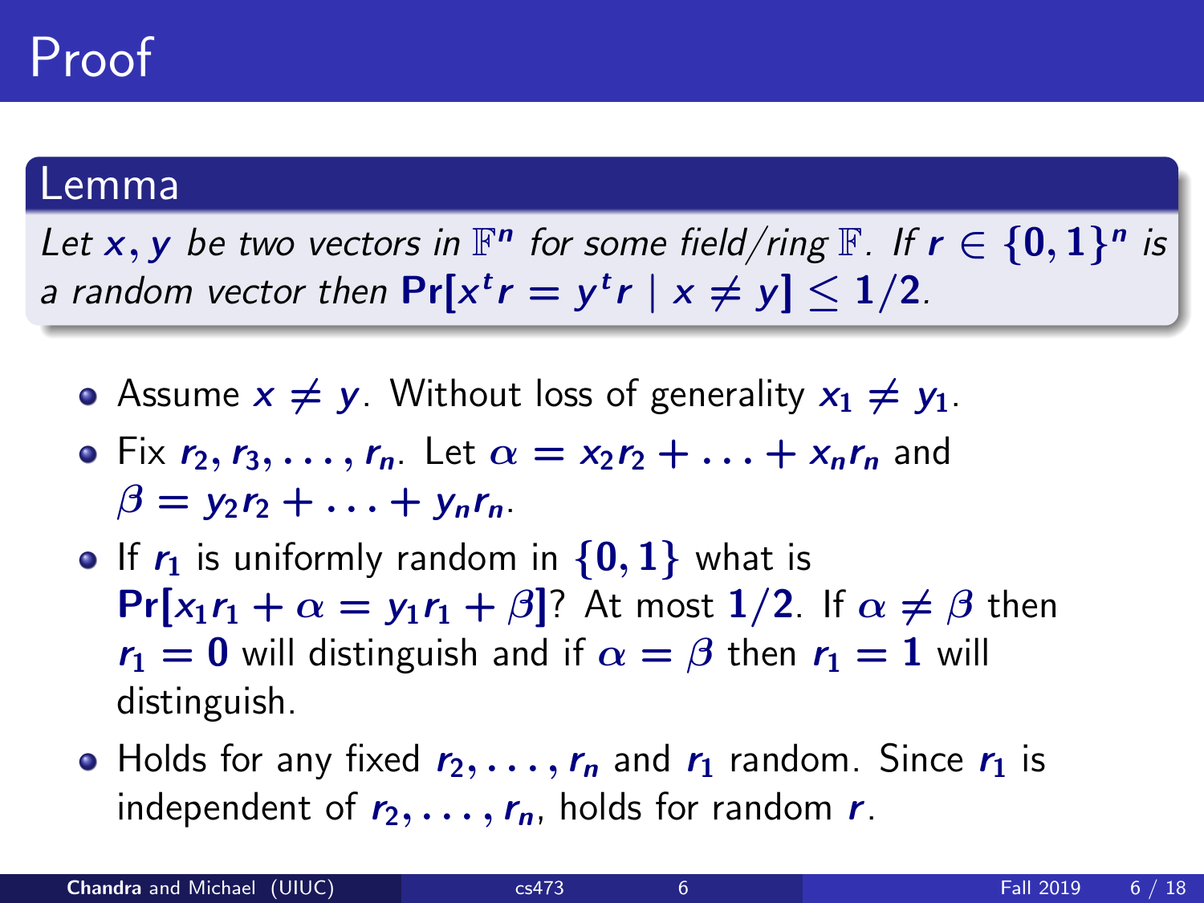# Proof

## Lemma

*Let $x, y$ be two vectors in $\mathbb{F}^n$ for some field/ring $\mathbb{F}$. If $r \in \{0,1\}^n$ is a random vector then $\textbf{Pr}[x^t r = y^t r \mid x \neq y] \leq 1/2$.*

- Assume $x \neq y$. Without loss of generality $x_1 \neq y_1$.
- Fix $r_2, r_3, \ldots, r_n$. Let $\alpha = x_2 r_2 + \ldots + x_n r_n$ and $\beta = y_2 r_2 + \ldots + y_n r_n$.
- If $r_1$ is uniformly random in $\{0,1\}$ what is $\textbf{Pr}[x_1 r_1 + \alpha = y_1 r_1 + \beta]$? At most $1/2$. If $\alpha \neq \beta$ then $r_1 = 0$ will distinguish and if $\alpha = \beta$ then $r_1 = 1$ will distinguish.
- Holds for any fixed $r_2, \ldots, r_n$ and $r_1$ random. Since $r_1$ is independent of $r_2, \ldots, r_n$, holds for random $r$.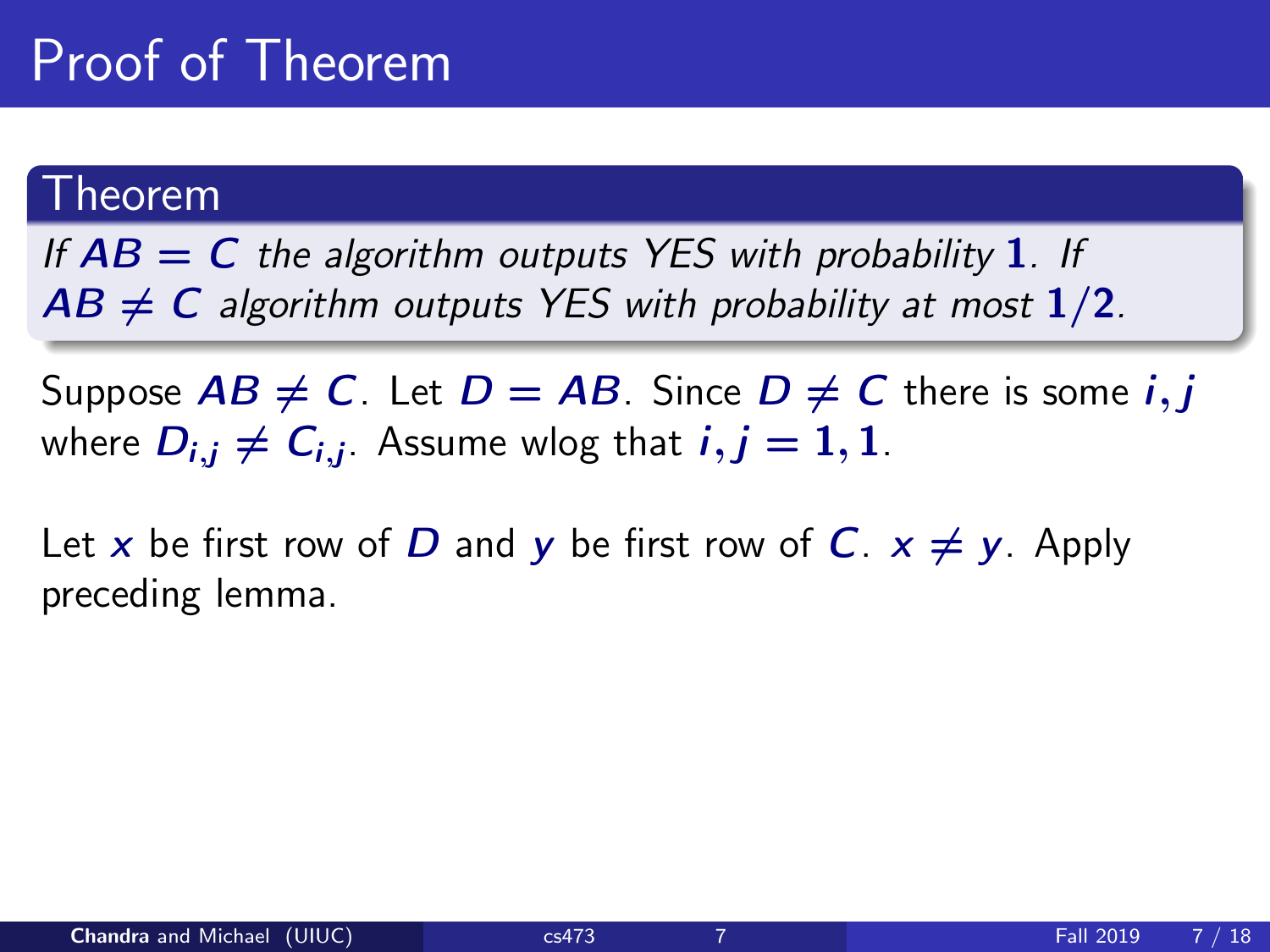# Proof of Theorem

## Theorem

*If $AB = C$ the algorithm outputs YES with probability $1$. If $AB \neq C$ algorithm outputs YES with probability at most $1/2$.*

Suppose $AB \neq C$. Let $D = AB$. Since $D \neq C$ there is some $i, j$ where $D_{i,j} \neq C_{i,j}$. Assume wlog that $i, j = 1, 1$.

Let $x$ be first row of $D$ and $y$ be first row of $C$. $x \neq y$. Apply preceding lemma.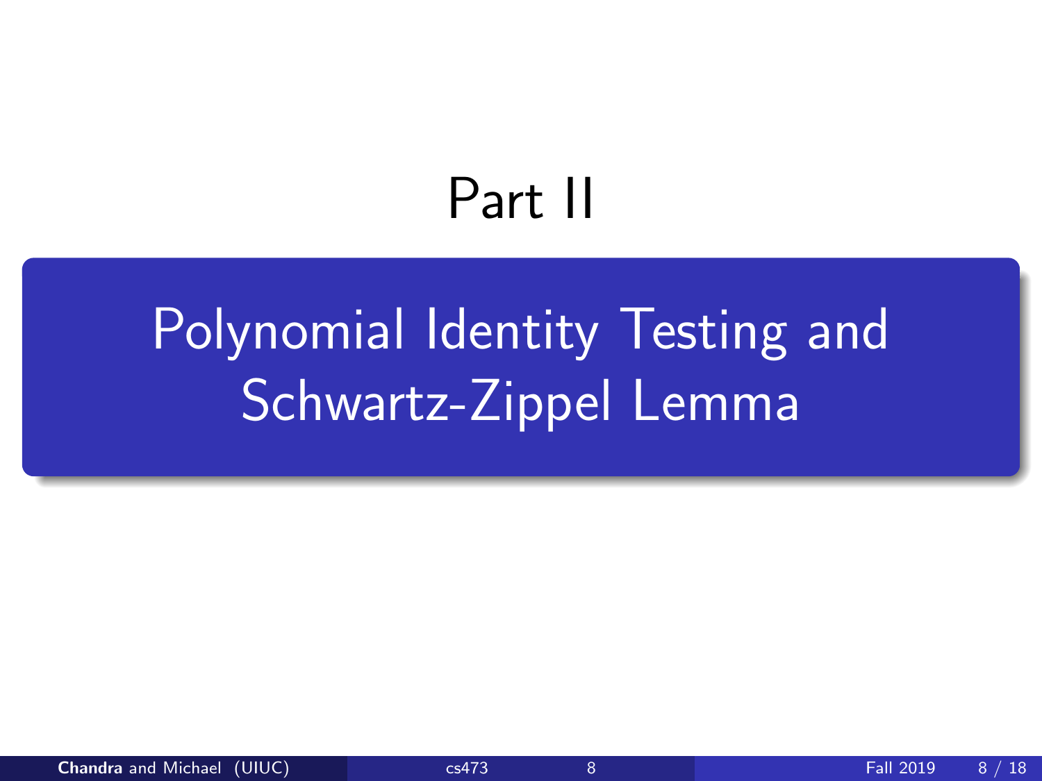# Part II

## Polynomial Identity Testing and Schwartz-Zippel Lemma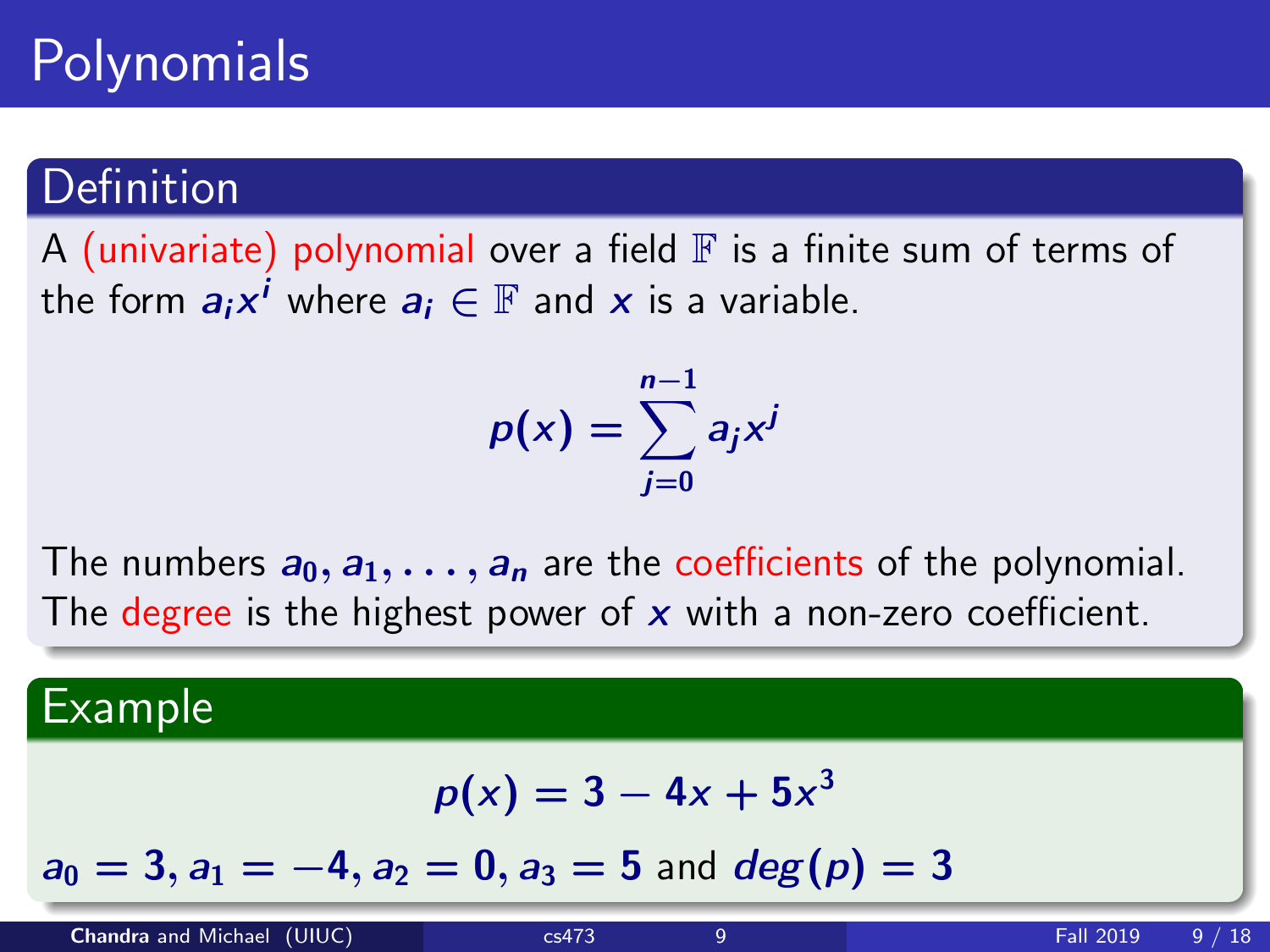# Polynomials

## Definition

A (univariate) polynomial over a field $\mathbb{F}$ is a finite sum of terms of the form $a_i x^i$ where $a_i \in \mathbb{F}$ and $x$ is a variable.

$$p(x) = \sum_{j=0}^{n-1} a_j x^j$$

The numbers $a_0, a_1, \ldots, a_n$ are the coefficients of the polynomial. The degree is the highest power of $x$ with a non-zero coefficient.

## Example

$$p(x) = 3 - 4x + 5x^3$$

$a_0 = 3, a_1 = -4, a_2 = 0, a_3 = 5$ and $deg(p) = 3$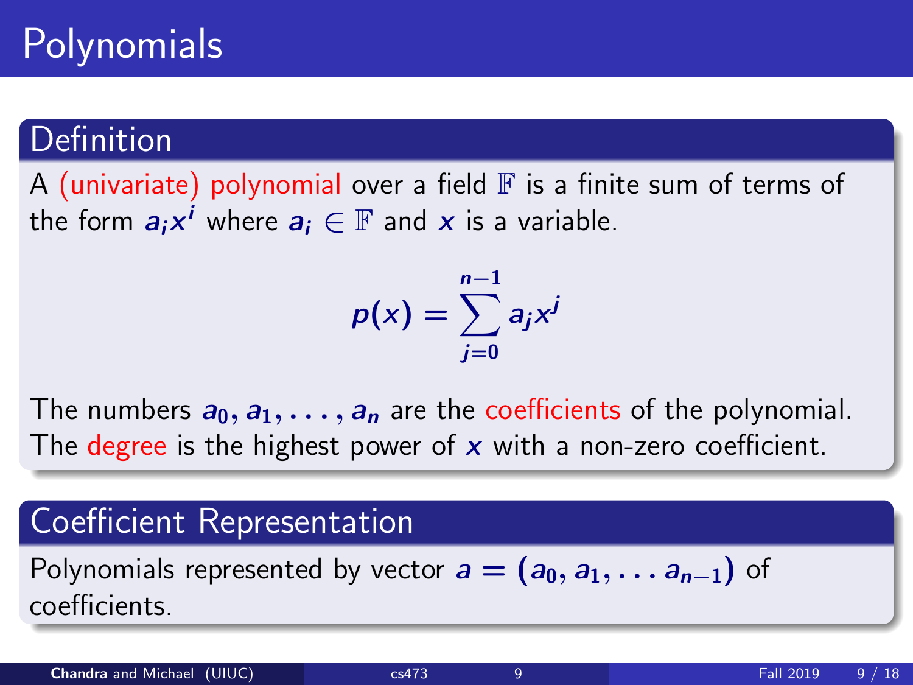# Polynomials

## Definition

A (univariate) polynomial over a field $\mathbb{F}$ is a finite sum of terms of the form $a_i x^i$ where $a_i \in \mathbb{F}$ and $x$ is a variable.

$$p(x) = \sum_{j=0}^{n-1} a_j x^j$$

The numbers $a_0, a_1, \ldots, a_n$ are the coefficients of the polynomial. The degree is the highest power of $x$ with a non-zero coefficient.

## Coefficient Representation

Polynomials represented by vector $a = (a_0, a_1, \ldots a_{n-1})$ of coefficients.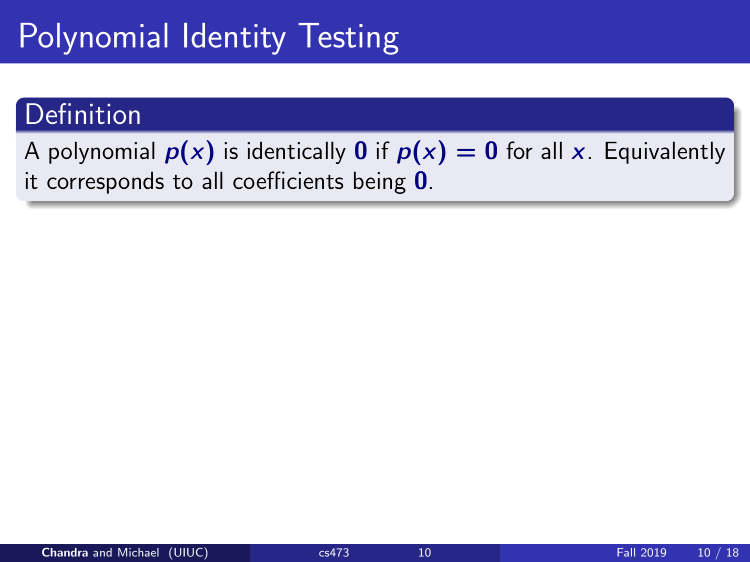# Polynomial Identity Testing

## Definition

A polynomial $p(x)$ is identically $0$ if $p(x) = 0$ for all $x$. Equivalently it corresponds to all coefficients being $0$.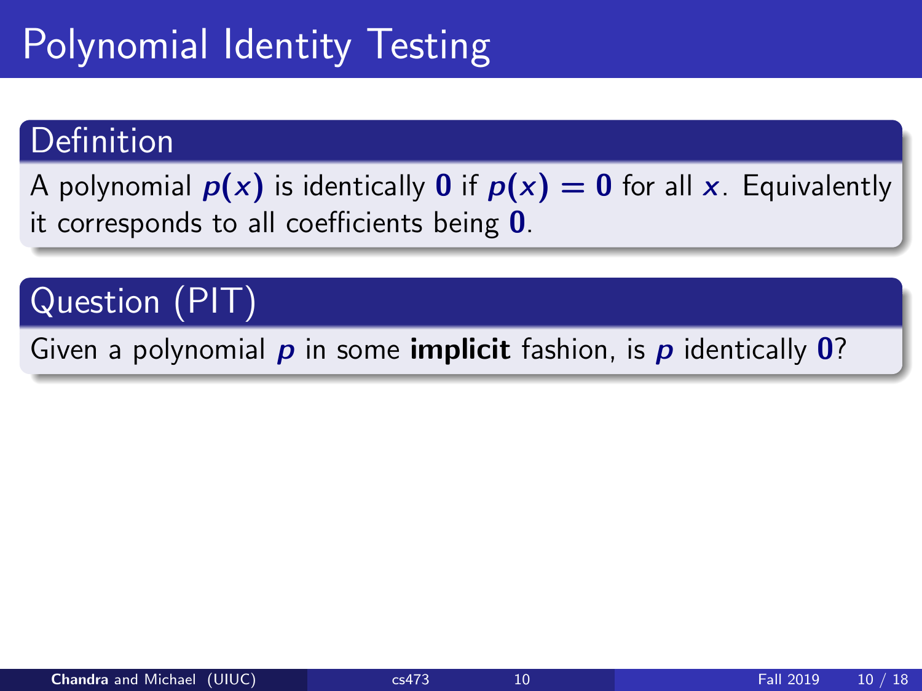# Polynomial Identity Testing

## Definition

A polynomial $p(x)$ is identically $\mathbf{0}$ if $p(x) = \mathbf{0}$ for all $x$. Equivalently it corresponds to all coefficients being $\mathbf{0}$.

## Question (PIT)

Given a polynomial $p$ in some **implicit** fashion, is $p$ identically $\mathbf{0}$?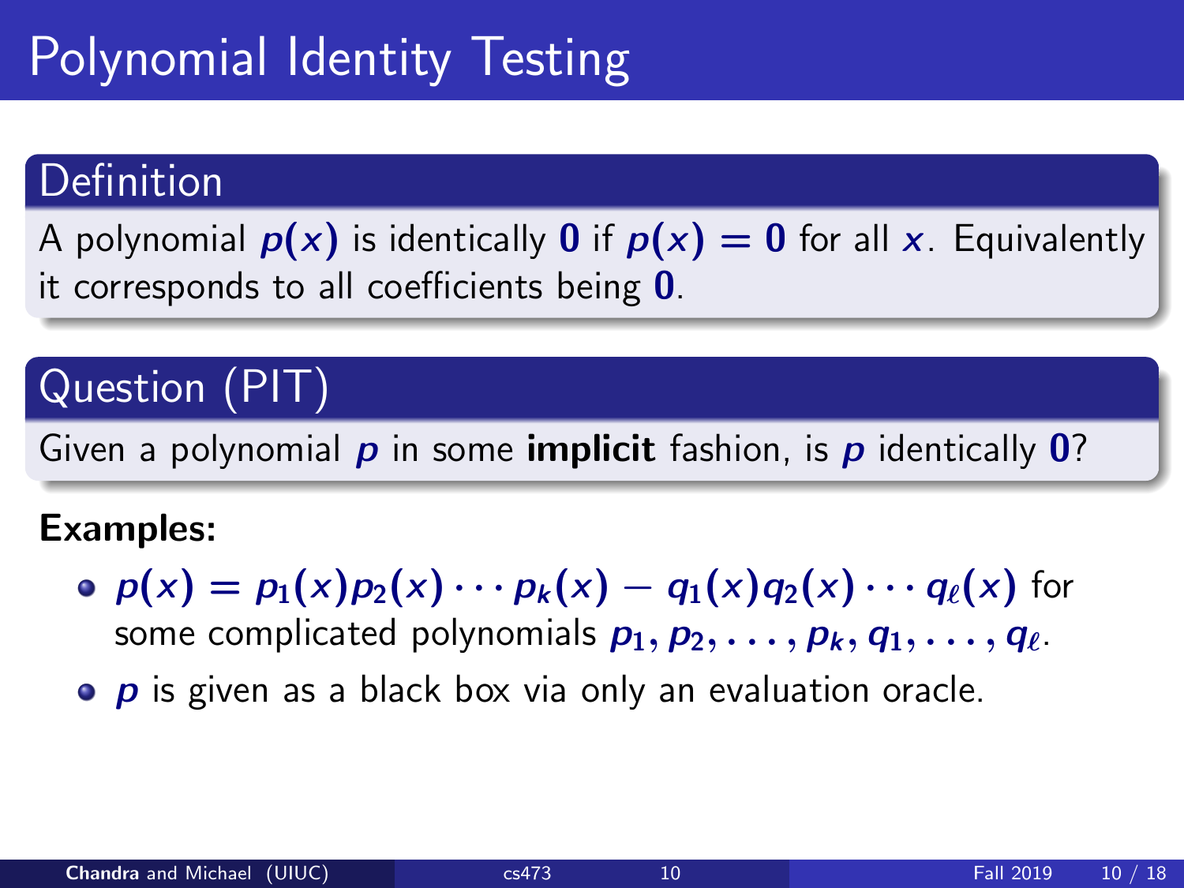# Polynomial Identity Testing

## Definition

A polynomial $p(x)$ is identically $0$ if $p(x) = 0$ for all $x$. Equivalently it corresponds to all coefficients being $0$.

## Question (PIT)

Given a polynomial $p$ in some **implicit** fashion, is $p$ identically $0$?

**Examples:**

- $p(x) = p_1(x)p_2(x)\cdots p_k(x) - q_1(x)q_2(x)\cdots q_\ell(x)$ for some complicated polynomials $p_1, p_2, \ldots, p_k, q_1, \ldots, q_\ell$.
- $p$ is given as a black box via only an evaluation oracle.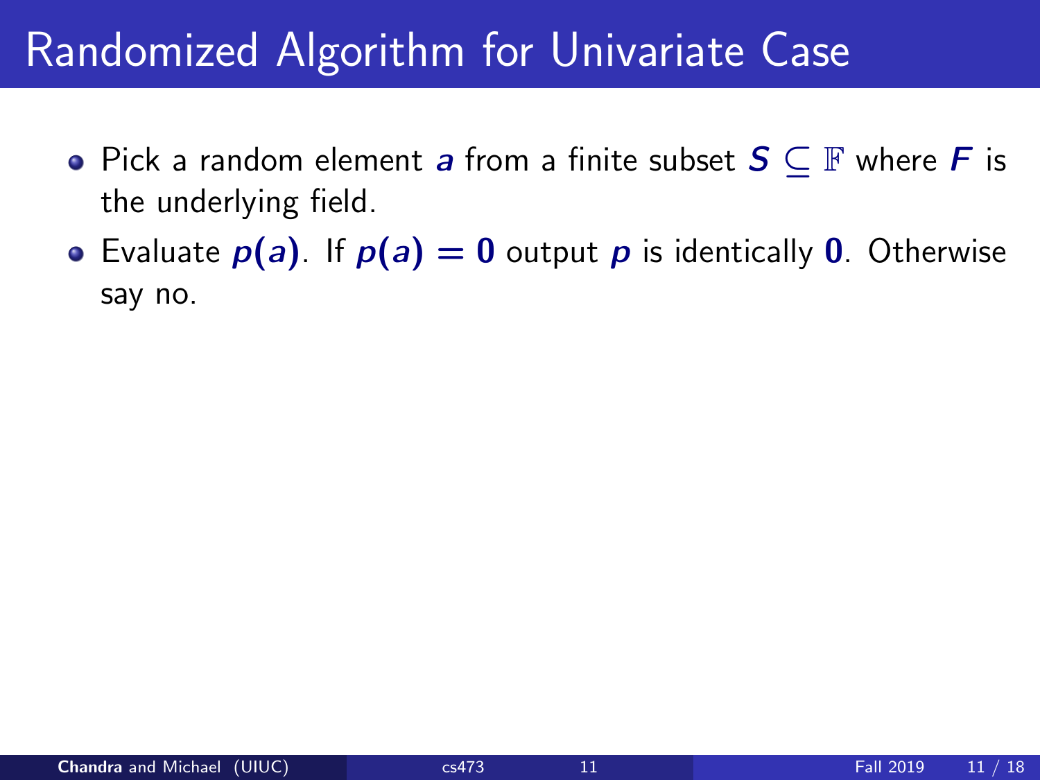# Randomized Algorithm for Univariate Case

- Pick a random element $a$ from a finite subset $S \subseteq \mathbb{F}$ where $F$ is the underlying field.
- Evaluate $p(a)$. If $p(a) = 0$ output $p$ is identically $0$. Otherwise say no.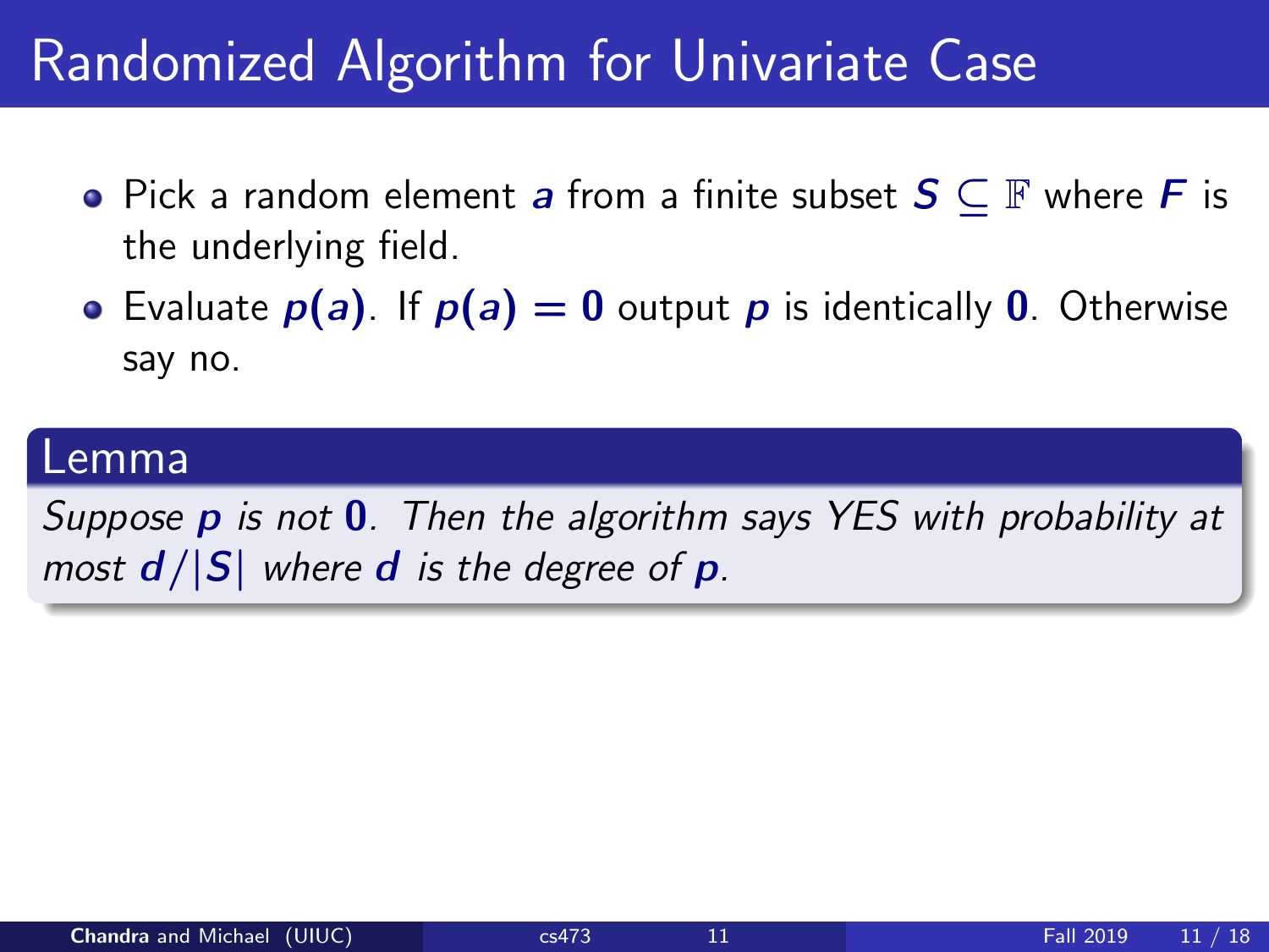# Randomized Algorithm for Univariate Case

- Pick a random element $a$ from a finite subset $S \subseteq \mathbb{F}$ where $F$ is the underlying field.
- Evaluate $p(a)$. If $p(a) = 0$ output $p$ is identically $0$. Otherwise say no.

**Lemma**

*Suppose $p$ is not $0$. Then the algorithm says YES with probability at most $d/|S|$ where $d$ is the degree of $p$.*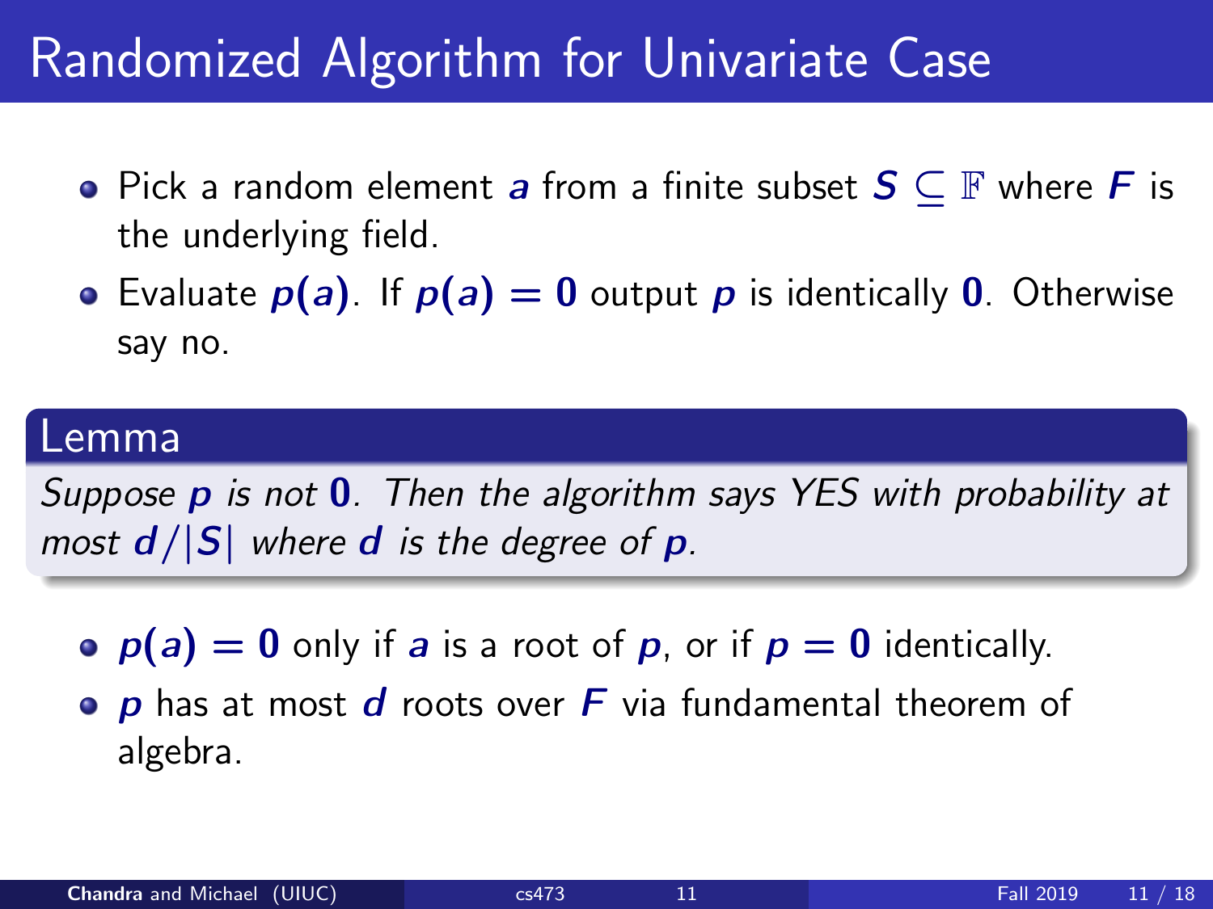# Randomized Algorithm for Univariate Case

- Pick a random element $a$ from a finite subset $S \subseteq \mathbb{F}$ where $F$ is the underlying field.
- Evaluate $p(a)$. If $p(a) = 0$ output $p$ is identically $0$. Otherwise say no.

**Lemma**

*Suppose $p$ is not $0$. Then the algorithm says YES with probability at most $d/|S|$ where $d$ is the degree of $p$.*

- $p(a) = 0$ only if $a$ is a root of $p$, or if $p = 0$ identically.
- $p$ has at most $d$ roots over $F$ via fundamental theorem of algebra.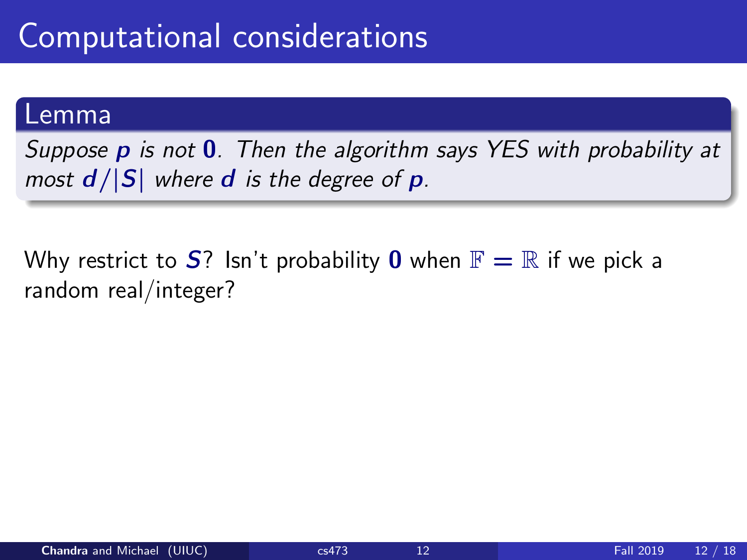# Computational considerations

**Lemma**

*Suppose $p$ is not $0$. Then the algorithm says YES with probability at most $d/|S|$ where $d$ is the degree of $p$.*

Why restrict to $S$? Isn't probability $0$ when $\mathbb{F} = \mathbb{R}$ if we pick a random real/integer?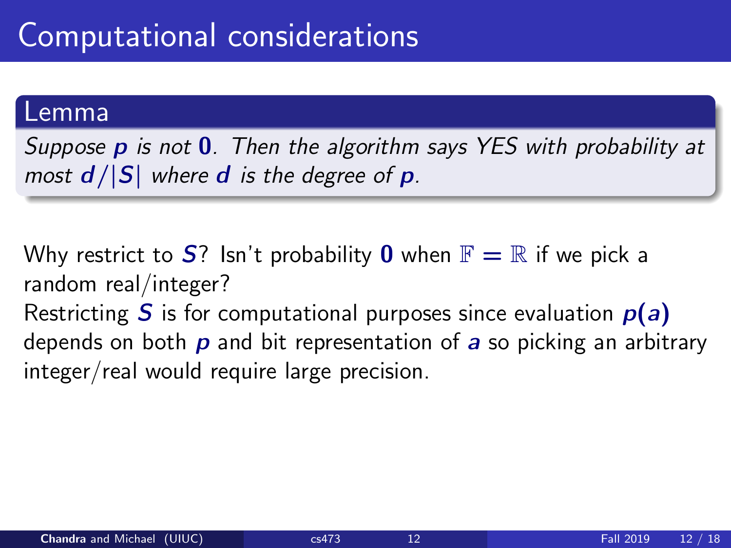# Computational considerations

**Lemma**

*Suppose $p$ is not $0$. Then the algorithm says YES with probability at most $d/|S|$ where $d$ is the degree of $p$.*

Why restrict to $S$? Isn't probability $0$ when $\mathbb{F} = \mathbb{R}$ if we pick a random real/integer?

Restricting $S$ is for computational purposes since evaluation $p(a)$ depends on both $p$ and bit representation of $a$ so picking an arbitrary integer/real would require large precision.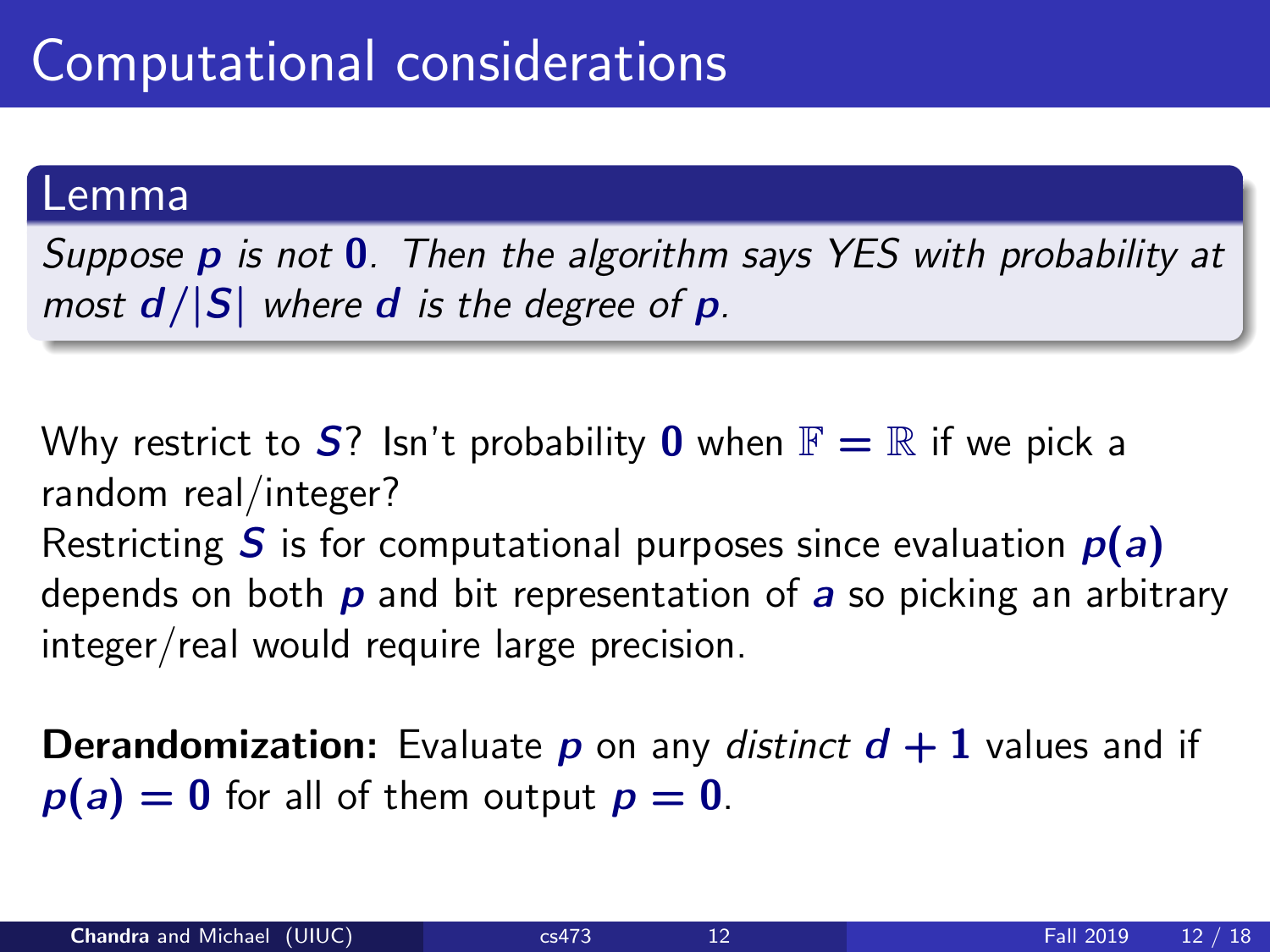# Computational considerations

**Lemma**

*Suppose $p$ is not $0$. Then the algorithm says YES with probability at most $d/|S|$ where $d$ is the degree of $p$.*

Why restrict to $S$? Isn't probability $0$ when $\mathbb{F} = \mathbb{R}$ if we pick a random real/integer?
Restricting $S$ is for computational purposes since evaluation $p(a)$ depends on both $p$ and bit representation of $a$ so picking an arbitrary integer/real would require large precision.

**Derandomization:** Evaluate $p$ on any *distinct* $d + 1$ values and if $p(a) = 0$ for all of them output $p = 0$.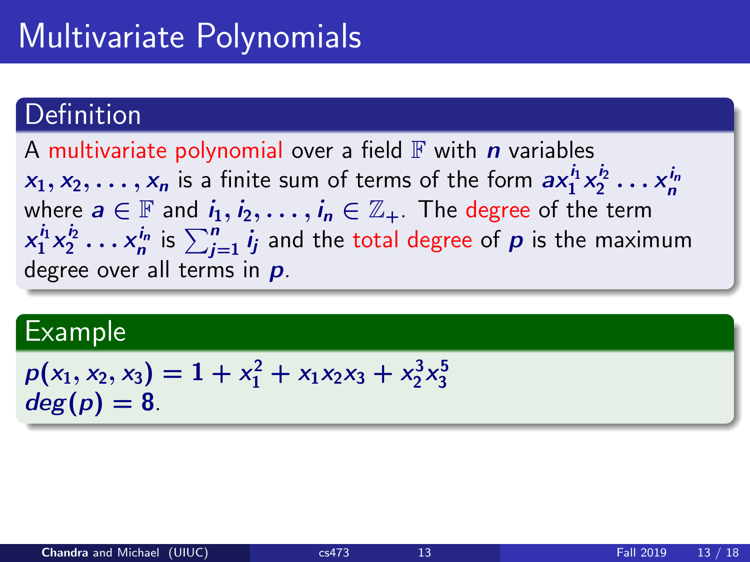# Multivariate Polynomials

## Definition

A multivariate polynomial over a field $\mathbb{F}$ with $n$ variables $x_1, x_2, \ldots, x_n$ is a finite sum of terms of the form $ax_1^{i_1} x_2^{i_2} \ldots x_n^{i_n}$ where $a \in \mathbb{F}$ and $i_1, i_2, \ldots, i_n \in \mathbb{Z}_+$. The degree of the term $x_1^{i_1} x_2^{i_2} \ldots x_n^{i_n}$ is $\sum_{j=1}^{n} i_j$ and the total degree of $p$ is the maximum degree over all terms in $p$.

## Example

$p(x_1, x_2, x_3) = 1 + x_1^2 + x_1 x_2 x_3 + x_2^3 x_3^5$
$deg(p) = 8$.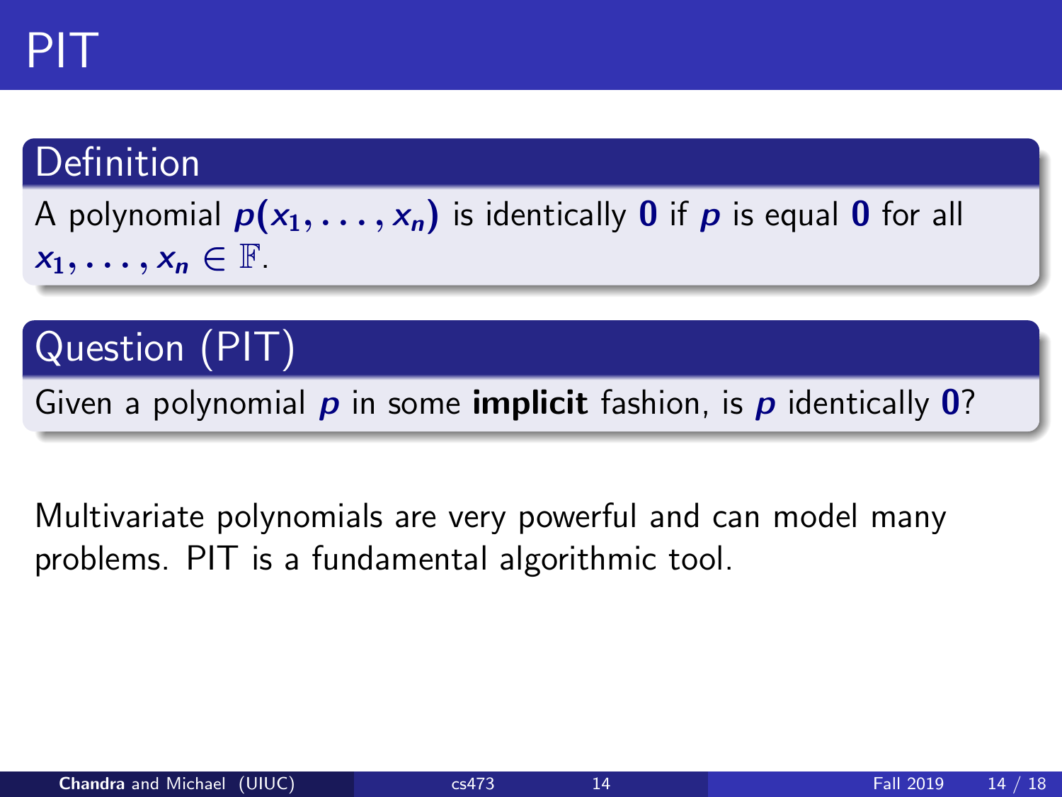# PIT

## Definition

A polynomial $p(x_1, \ldots, x_n)$ is identically $\mathbf{0}$ if $p$ is equal $\mathbf{0}$ for all $x_1, \ldots, x_n \in \mathbb{F}$.

## Question (PIT)

Given a polynomial $p$ in some **implicit** fashion, is $p$ identically $\mathbf{0}$?

Multivariate polynomials are very powerful and can model many problems. PIT is a fundamental algorithmic tool.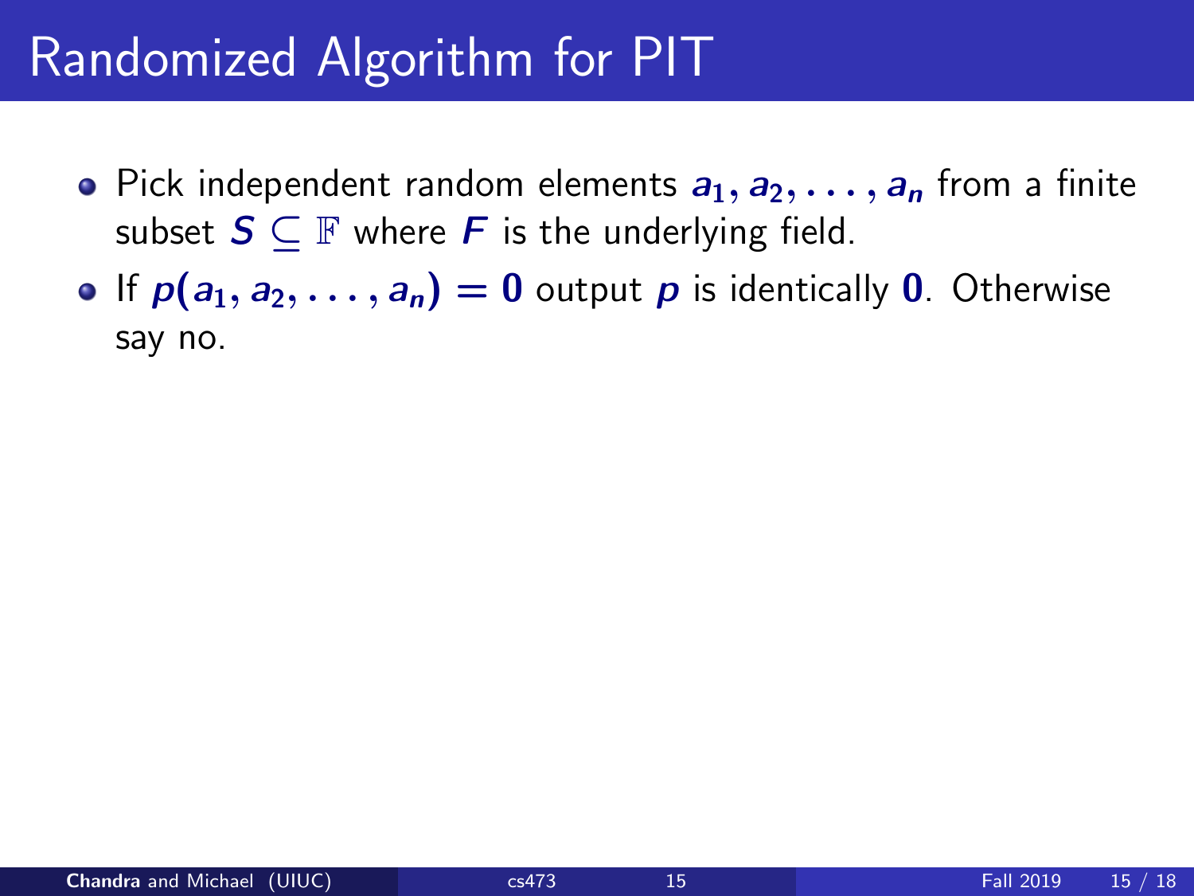# Randomized Algorithm for PIT

- Pick independent random elements $a_1, a_2, \ldots, a_n$ from a finite subset $S \subseteq \mathbb{F}$ where $F$ is the underlying field.
- If $p(a_1, a_2, \ldots, a_n) = 0$ output $p$ is identically $0$. Otherwise say no.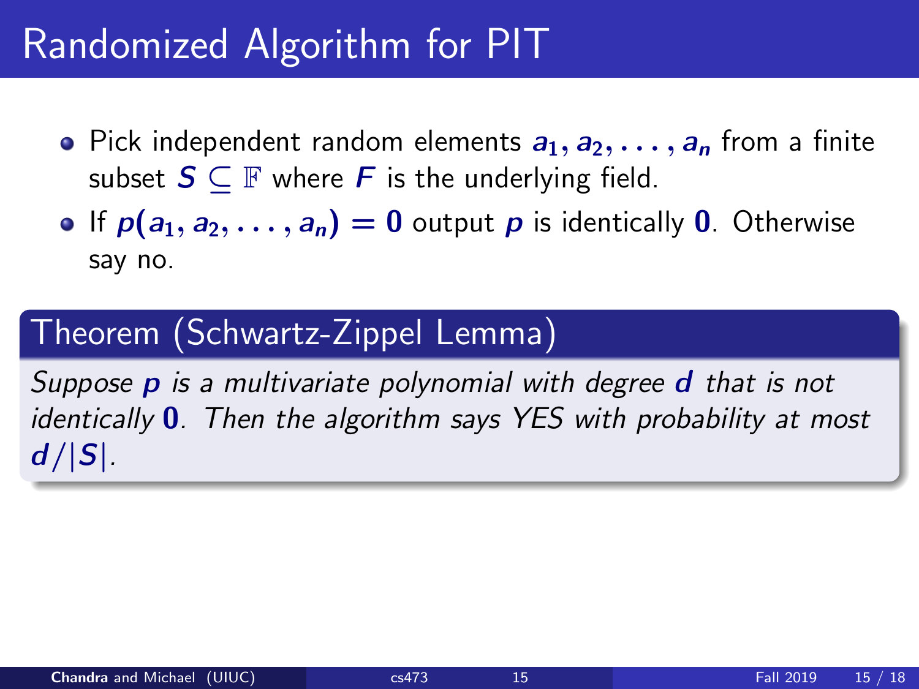# Randomized Algorithm for PIT

- Pick independent random elements $a_1, a_2, \ldots, a_n$ from a finite subset $S \subseteq \mathbb{F}$ where $F$ is the underlying field.
- If $p(a_1, a_2, \ldots, a_n) = 0$ output $p$ is identically $0$. Otherwise say no.

## Theorem (Schwartz-Zippel Lemma)

*Suppose $p$ is a multivariate polynomial with degree $d$ that is not identically $0$. Then the algorithm says YES with probability at most $d/|S|$.*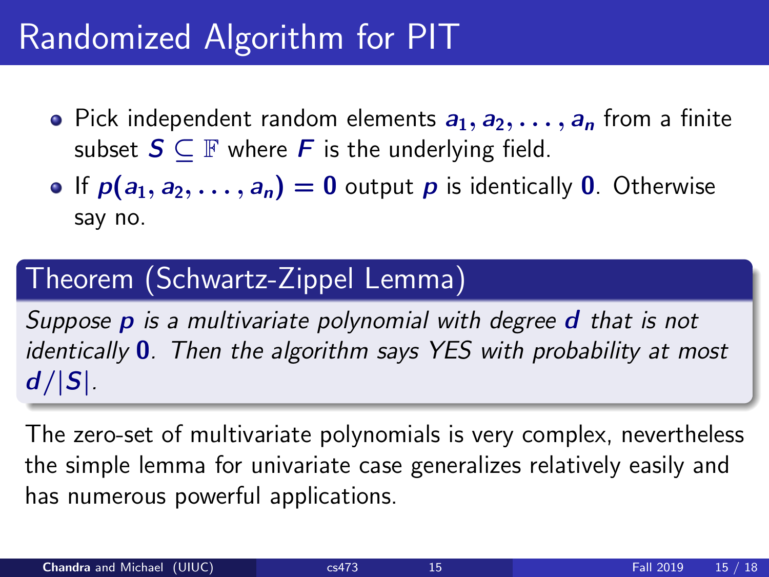# Randomized Algorithm for PIT

- Pick independent random elements $a_1, a_2, \ldots, a_n$ from a finite subset $S \subseteq \mathbb{F}$ where $F$ is the underlying field.
- If $p(a_1, a_2, \ldots, a_n) = 0$ output $p$ is identically $0$. Otherwise say no.

## Theorem (Schwartz-Zippel Lemma)

*Suppose $p$ is a multivariate polynomial with degree $d$ that is not identically $0$. Then the algorithm says YES with probability at most $d/|S|$.*

The zero-set of multivariate polynomials is very complex, nevertheless the simple lemma for univariate case generalizes relatively easily and has numerous powerful applications.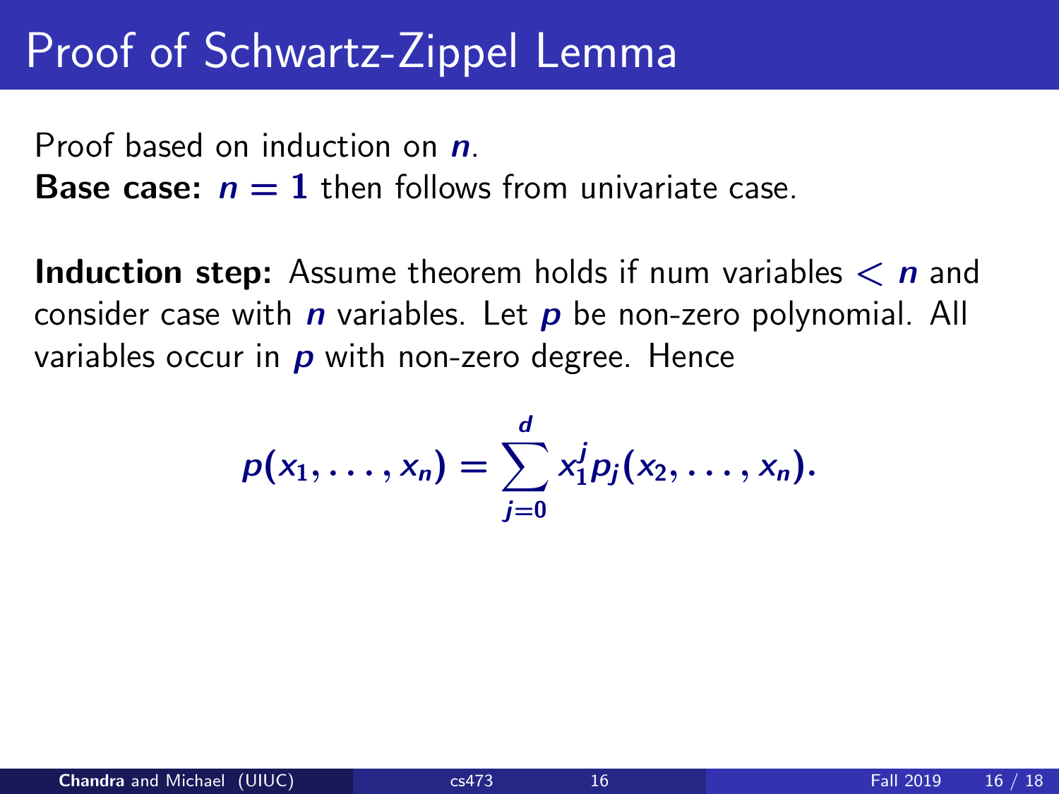# Proof of Schwartz-Zippel Lemma

Proof based on induction on $n$.
**Base case:** $n = 1$ then follows from univariate case.

**Induction step:** Assume theorem holds if num variables $< n$ and consider case with $n$ variables. Let $p$ be non-zero polynomial. All variables occur in $p$ with non-zero degree. Hence

$$p(x_1, \ldots, x_n) = \sum_{j=0}^{d} x_1^j p_j(x_2, \ldots, x_n).$$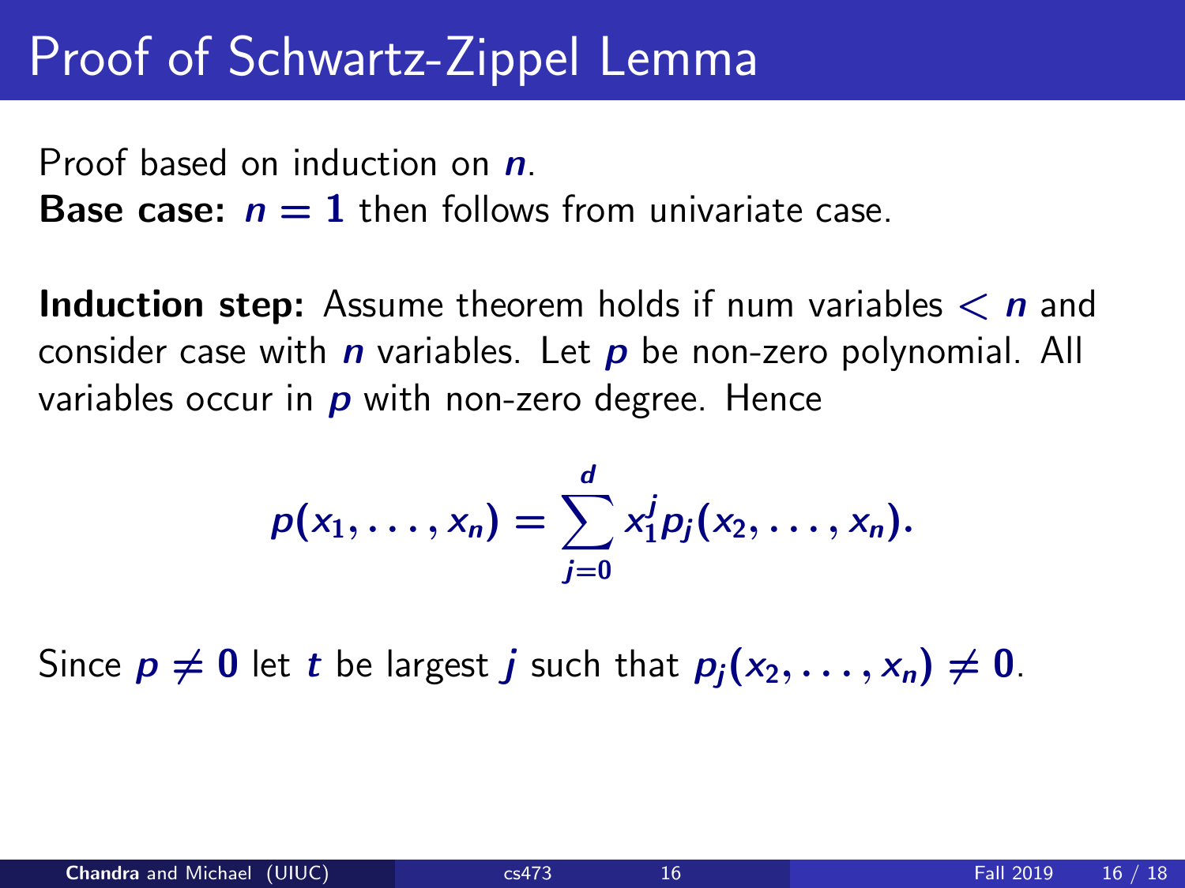# Proof of Schwartz-Zippel Lemma

Proof based on induction on $n$.
**Base case:** $n = 1$ then follows from univariate case.

**Induction step:** Assume theorem holds if num variables $< n$ and consider case with $n$ variables. Let $p$ be non-zero polynomial. All variables occur in $p$ with non-zero degree. Hence

$$p(x_1, \ldots, x_n) = \sum_{j=0}^{d} x_1^j p_j(x_2, \ldots, x_n).$$

Since $p \neq 0$ let $t$ be largest $j$ such that $p_j(x_2, \ldots, x_n) \neq 0$.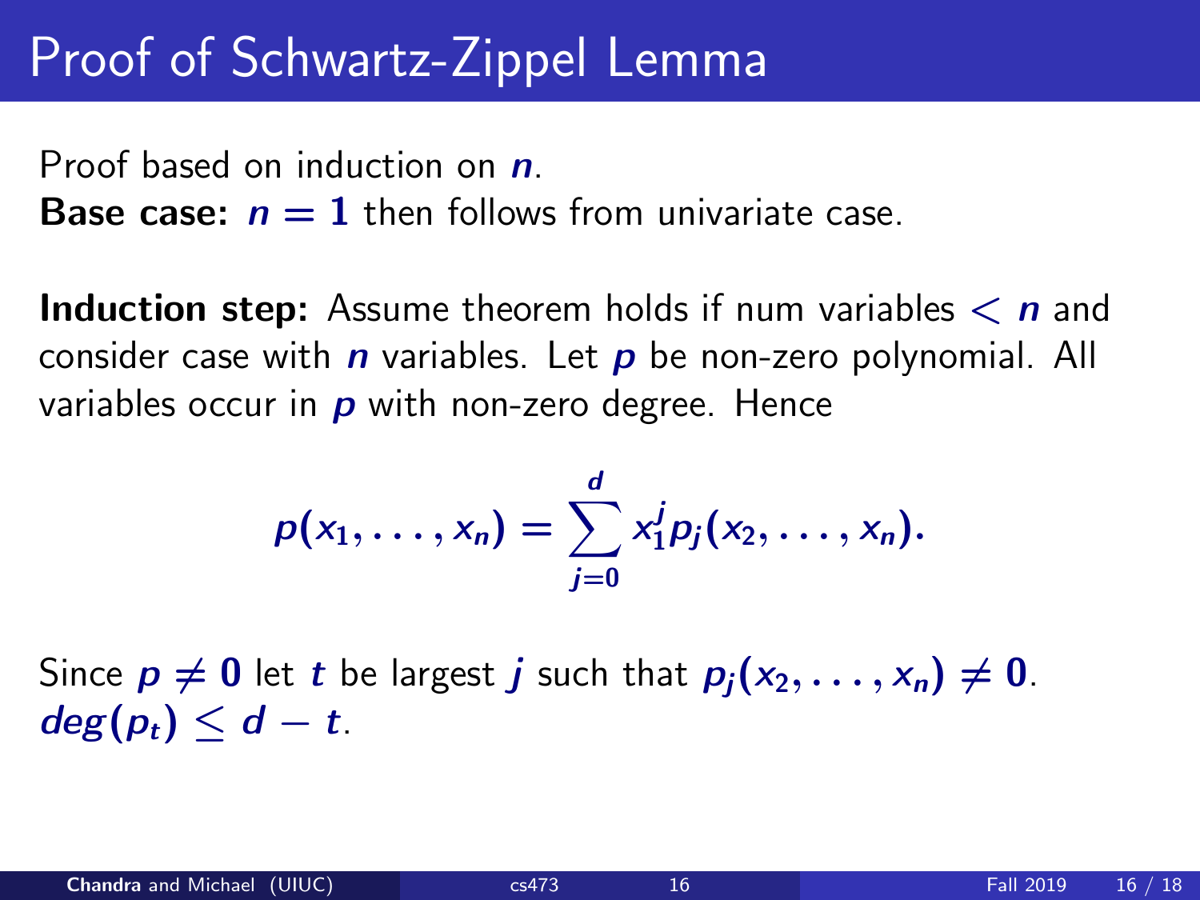# Proof of Schwartz-Zippel Lemma

Proof based on induction on $n$.
**Base case:** $n = 1$ then follows from univariate case.

**Induction step:** Assume theorem holds if num variables $< n$ and consider case with $n$ variables. Let $p$ be non-zero polynomial. All variables occur in $p$ with non-zero degree. Hence

$$p(x_1, \ldots, x_n) = \sum_{j=0}^{d} x_1^j p_j(x_2, \ldots, x_n).$$

Since $p \neq 0$ let $t$ be largest $j$ such that $p_j(x_2, \ldots, x_n) \neq 0$.
$deg(p_t) \leq d - t$.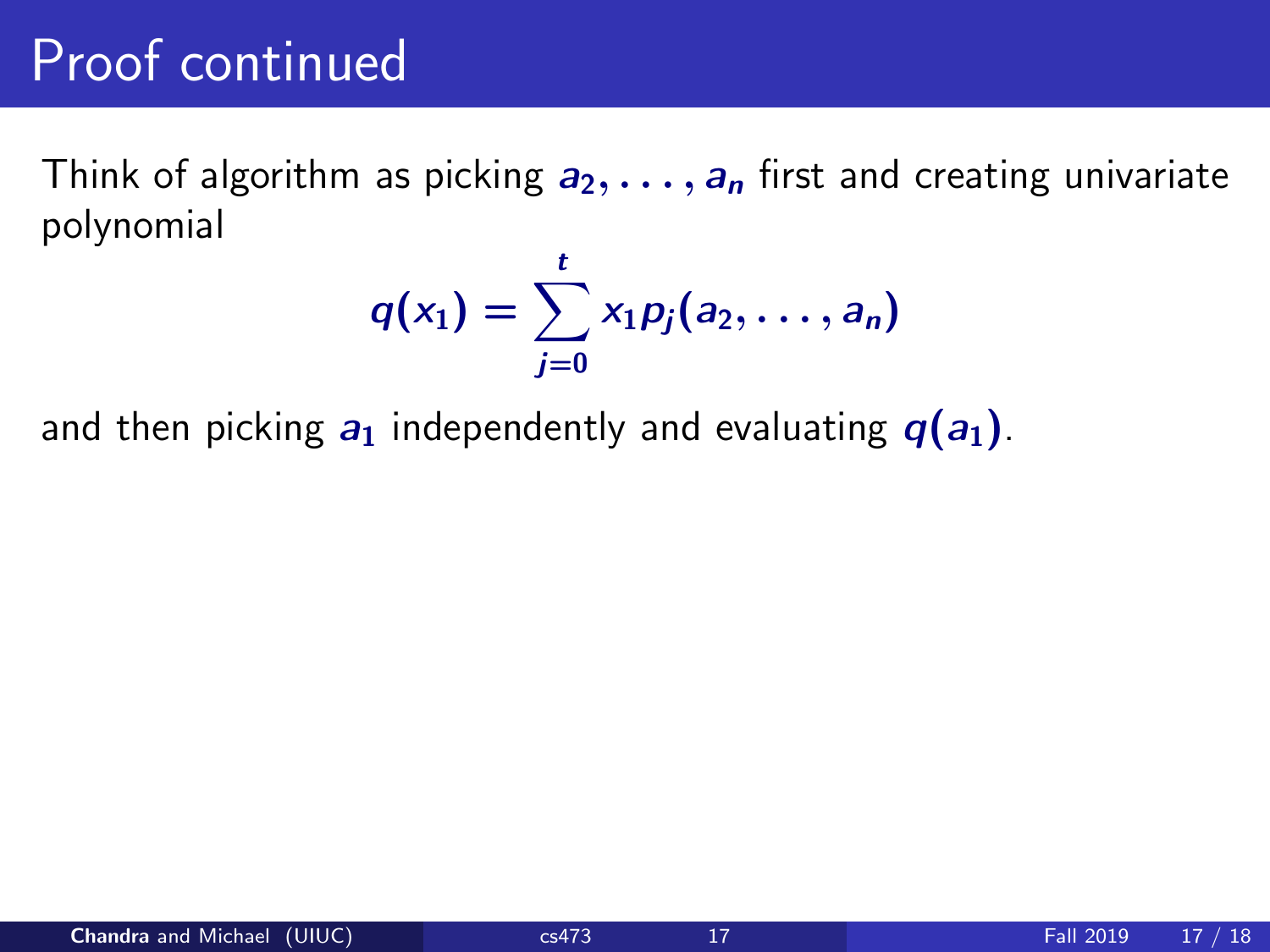# Proof continued

Think of algorithm as picking $a_2, \ldots, a_n$ first and creating univariate polynomial

$$q(x_1) = \sum_{j=0}^{t} x_1 p_j(a_2, \ldots, a_n)$$

and then picking $a_1$ independently and evaluating $q(a_1)$.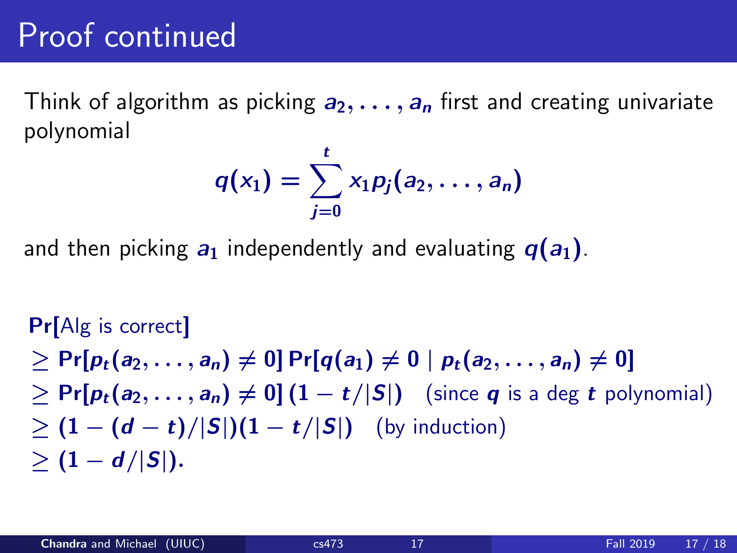# Proof continued

Think of algorithm as picking $a_2, \ldots, a_n$ first and creating univariate polynomial

$$q(x_1) = \sum_{j=0}^{t} x_1 p_j(a_2, \ldots, a_n)$$

and then picking $a_1$ independently and evaluating $q(a_1)$.

**Pr**[Alg is correct]

$\geq \mathbf{Pr}[p_t(a_2, \ldots, a_n) \neq 0] \, \mathbf{Pr}[q(a_1) \neq 0 \mid p_t(a_2, \ldots, a_n) \neq 0]$

$\geq \mathbf{Pr}[p_t(a_2, \ldots, a_n) \neq 0] \, (1 - t/|S|)$ (since $q$ is a deg $t$ polynomial)

$\geq (1 - (d - t)/|S|)(1 - t/|S|)$ (by induction)

$\geq (1 - d/|S|)$.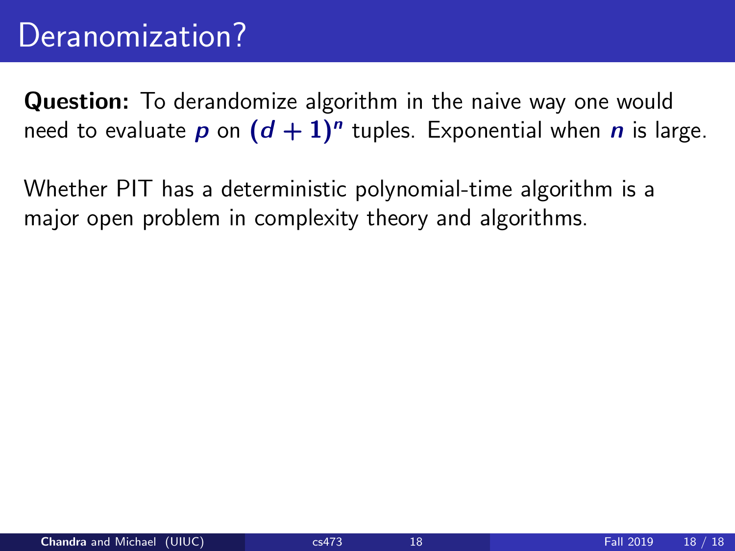# Deranomization?

**Question:** To derandomize algorithm in the naive way one would need to evaluate $p$ on $(d+1)^n$ tuples. Exponential when $n$ is large.

Whether PIT has a deterministic polynomial-time algorithm is a major open problem in complexity theory and algorithms.